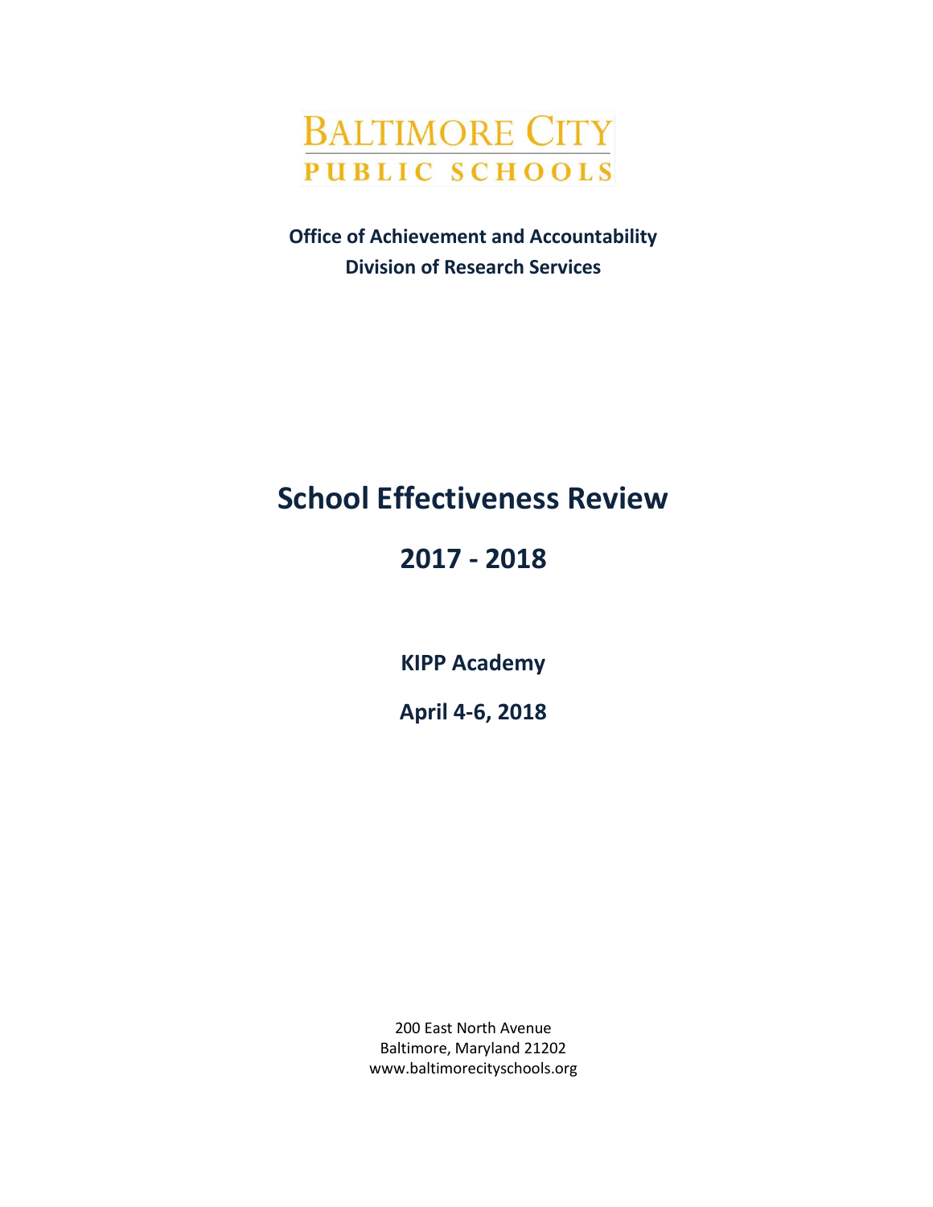BALTIMORE CITY
PUBLIC SCHOOLS

**Office of Achievement and Accountability**

**Division of Research Services**

# School Effectiveness Review

# 2017 - 2018

**KIPP Academy**

**April 4-6, 2018**

200 East North Avenue
Baltimore, Maryland 21202
www.baltimorecityschools.org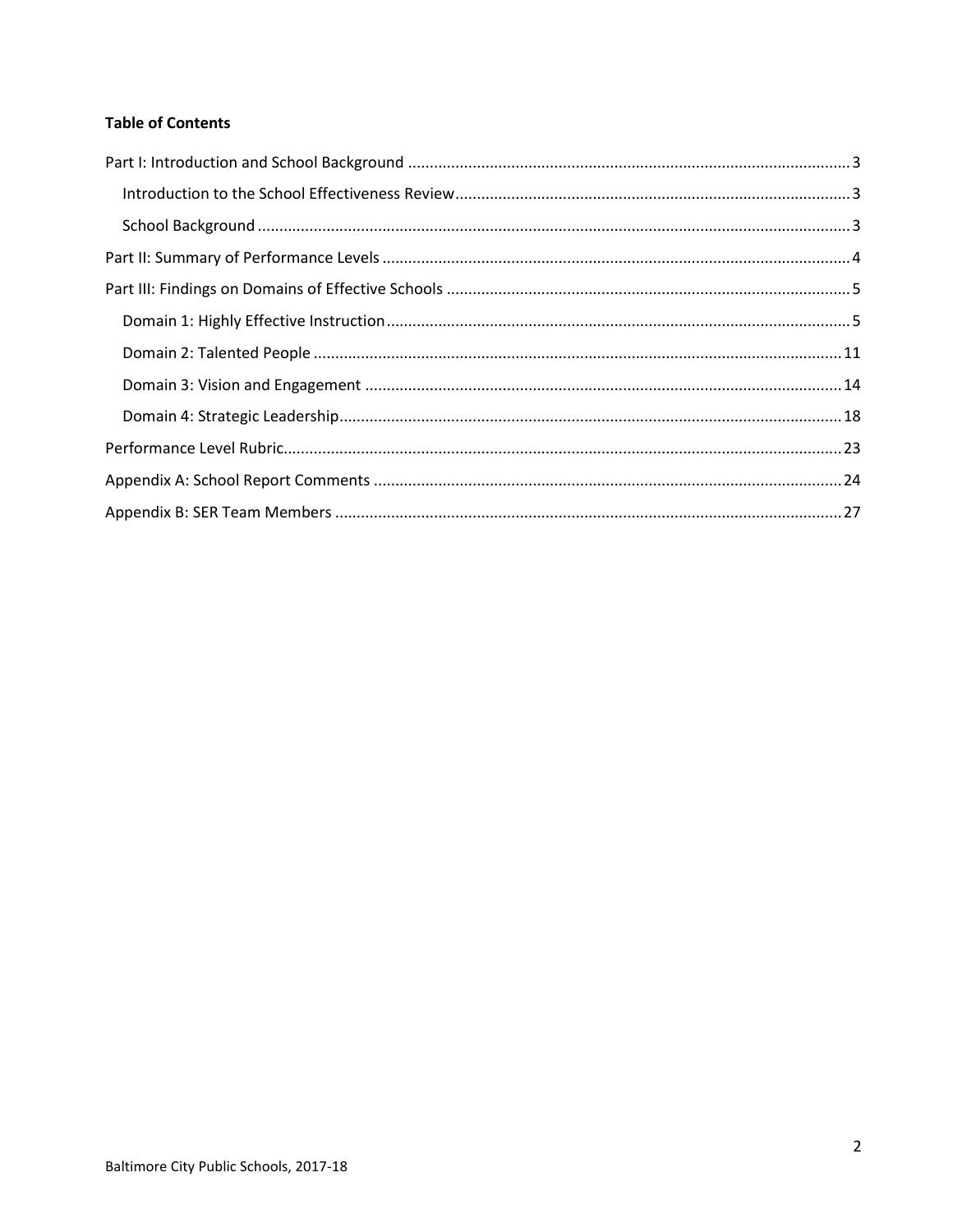**Table of Contents**

- Part I: Introduction and School Background ..... 3
  - Introduction to the School Effectiveness Review ..... 3
  - School Background ..... 3
- Part II: Summary of Performance Levels ..... 4
- Part III: Findings on Domains of Effective Schools ..... 5
  - Domain 1: Highly Effective Instruction ..... 5
  - Domain 2: Talented People ..... 11
  - Domain 3: Vision and Engagement ..... 14
  - Domain 4: Strategic Leadership ..... 18
- Performance Level Rubric ..... 23
- Appendix A: School Report Comments ..... 24
- Appendix B: SER Team Members ..... 27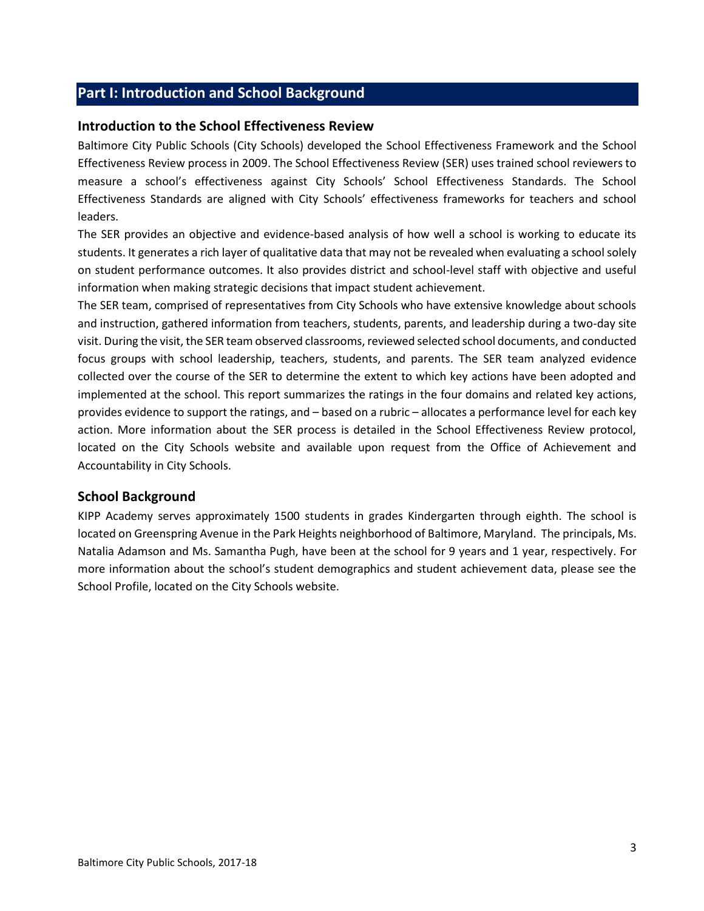## Part I: Introduction and School Background

### Introduction to the School Effectiveness Review

Baltimore City Public Schools (City Schools) developed the School Effectiveness Framework and the School Effectiveness Review process in 2009. The School Effectiveness Review (SER) uses trained school reviewers to measure a school's effectiveness against City Schools' School Effectiveness Standards. The School Effectiveness Standards are aligned with City Schools' effectiveness frameworks for teachers and school leaders.

The SER provides an objective and evidence-based analysis of how well a school is working to educate its students. It generates a rich layer of qualitative data that may not be revealed when evaluating a school solely on student performance outcomes. It also provides district and school-level staff with objective and useful information when making strategic decisions that impact student achievement.

The SER team, comprised of representatives from City Schools who have extensive knowledge about schools and instruction, gathered information from teachers, students, parents, and leadership during a two-day site visit. During the visit, the SER team observed classrooms, reviewed selected school documents, and conducted focus groups with school leadership, teachers, students, and parents. The SER team analyzed evidence collected over the course of the SER to determine the extent to which key actions have been adopted and implemented at the school. This report summarizes the ratings in the four domains and related key actions, provides evidence to support the ratings, and – based on a rubric – allocates a performance level for each key action. More information about the SER process is detailed in the School Effectiveness Review protocol, located on the City Schools website and available upon request from the Office of Achievement and Accountability in City Schools.

### School Background

KIPP Academy serves approximately 1500 students in grades Kindergarten through eighth. The school is located on Greenspring Avenue in the Park Heights neighborhood of Baltimore, Maryland. The principals, Ms. Natalia Adamson and Ms. Samantha Pugh, have been at the school for 9 years and 1 year, respectively. For more information about the school's student demographics and student achievement data, please see the School Profile, located on the City Schools website.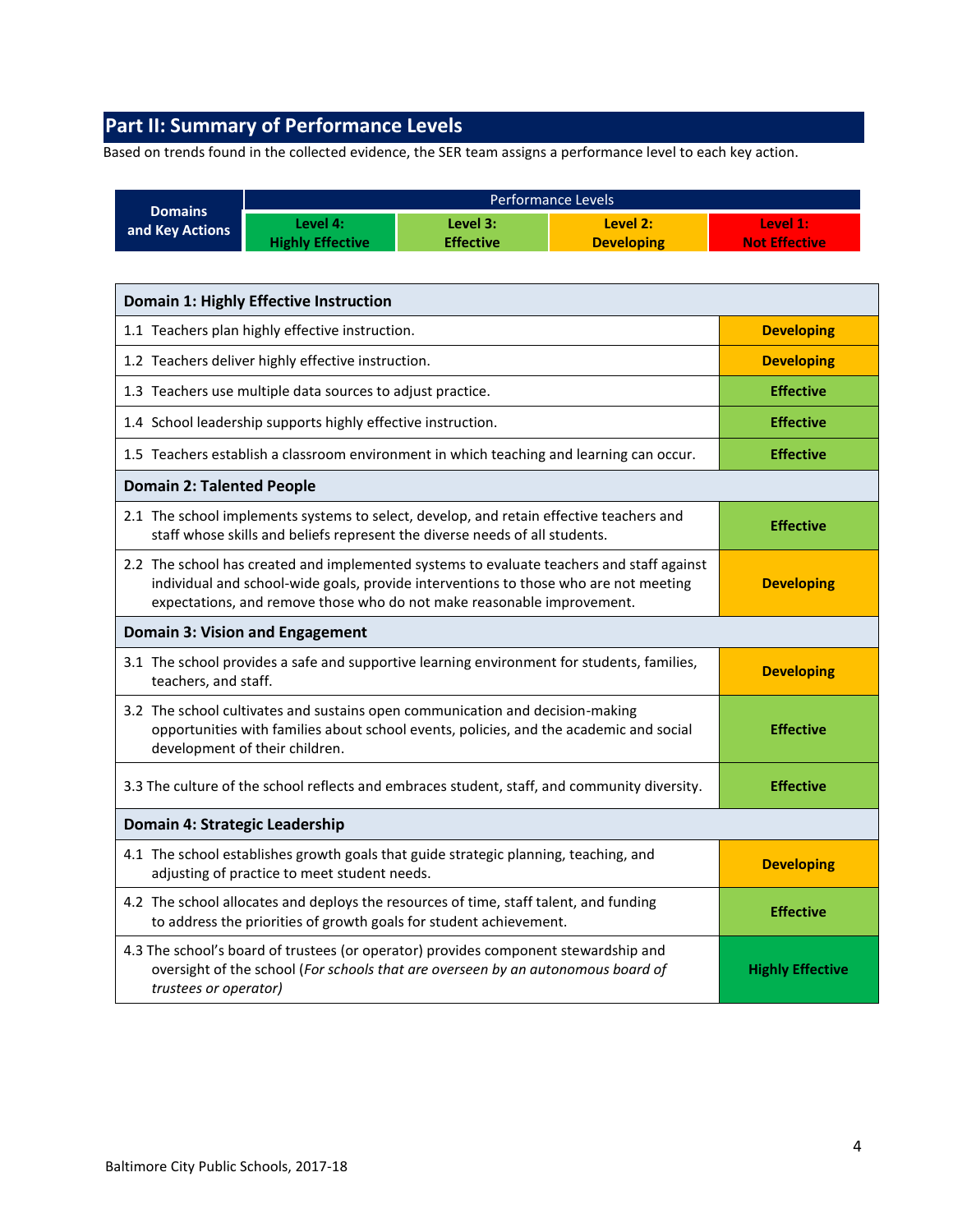## Part II: Summary of Performance Levels

Based on trends found in the collected evidence, the SER team assigns a performance level to each key action.

| Domains and Key Actions | Performance Levels | | | |
|---|---|---|---|---|
| | Level 4: Highly Effective | Level 3: Effective | Level 2: Developing | Level 1: Not Effective |

| Domain 1: Highly Effective Instruction | |
|---|---|
| 1.1 Teachers plan highly effective instruction. | Developing |
| 1.2 Teachers deliver highly effective instruction. | Developing |
| 1.3 Teachers use multiple data sources to adjust practice. | Effective |
| 1.4 School leadership supports highly effective instruction. | Effective |
| 1.5 Teachers establish a classroom environment in which teaching and learning can occur. | Effective |
| **Domain 2: Talented People** | |
| 2.1 The school implements systems to select, develop, and retain effective teachers and staff whose skills and beliefs represent the diverse needs of all students. | Effective |
| 2.2 The school has created and implemented systems to evaluate teachers and staff against individual and school-wide goals, provide interventions to those who are not meeting expectations, and remove those who do not make reasonable improvement. | Developing |
| **Domain 3: Vision and Engagement** | |
| 3.1 The school provides a safe and supportive learning environment for students, families, teachers, and staff. | Developing |
| 3.2 The school cultivates and sustains open communication and decision-making opportunities with families about school events, policies, and the academic and social development of their children. | Effective |
| 3.3 The culture of the school reflects and embraces student, staff, and community diversity. | Effective |
| **Domain 4: Strategic Leadership** | |
| 4.1 The school establishes growth goals that guide strategic planning, teaching, and adjusting of practice to meet student needs. | Developing |
| 4.2 The school allocates and deploys the resources of time, staff talent, and funding to address the priorities of growth goals for student achievement. | Effective |
| 4.3 The school's board of trustees (or operator) provides component stewardship and oversight of the school (*For schools that are overseen by an autonomous board of trustees or operator)* | Highly Effective |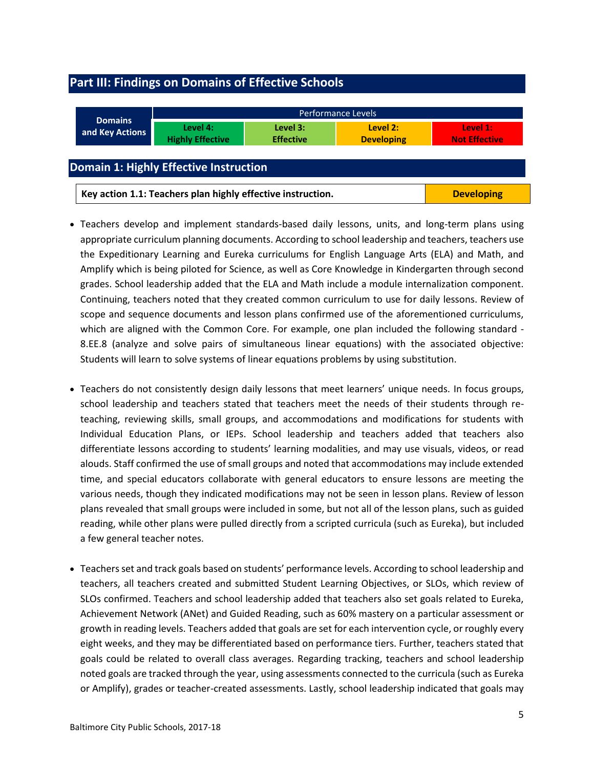## Part III: Findings on Domains of Effective Schools

| Domains and Key Actions | Performance Levels | | | |
|---|---|---|---|---|
| | Level 4: Highly Effective | Level 3: Effective | Level 2: Developing | Level 1: Not Effective |

## Domain 1: Highly Effective Instruction

| Key action 1.1: Teachers plan highly effective instruction. | Developing |
|---|---|

- Teachers develop and implement standards-based daily lessons, units, and long-term plans using appropriate curriculum planning documents. According to school leadership and teachers, teachers use the Expeditionary Learning and Eureka curriculums for English Language Arts (ELA) and Math, and Amplify which is being piloted for Science, as well as Core Knowledge in Kindergarten through second grades. School leadership added that the ELA and Math include a module internalization component. Continuing, teachers noted that they created common curriculum to use for daily lessons. Review of scope and sequence documents and lesson plans confirmed use of the aforementioned curriculums, which are aligned with the Common Core. For example, one plan included the following standard - 8.EE.8 (analyze and solve pairs of simultaneous linear equations) with the associated objective: Students will learn to solve systems of linear equations problems by using substitution.

- Teachers do not consistently design daily lessons that meet learners' unique needs. In focus groups, school leadership and teachers stated that teachers meet the needs of their students through re-teaching, reviewing skills, small groups, and accommodations and modifications for students with Individual Education Plans, or IEPs. School leadership and teachers added that teachers also differentiate lessons according to students' learning modalities, and may use visuals, videos, or read alouds. Staff confirmed the use of small groups and noted that accommodations may include extended time, and special educators collaborate with general educators to ensure lessons are meeting the various needs, though they indicated modifications may not be seen in lesson plans. Review of lesson plans revealed that small groups were included in some, but not all of the lesson plans, such as guided reading, while other plans were pulled directly from a scripted curricula (such as Eureka), but included a few general teacher notes.

- Teachers set and track goals based on students' performance levels. According to school leadership and teachers, all teachers created and submitted Student Learning Objectives, or SLOs, which review of SLOs confirmed. Teachers and school leadership added that teachers also set goals related to Eureka, Achievement Network (ANet) and Guided Reading, such as 60% mastery on a particular assessment or growth in reading levels. Teachers added that goals are set for each intervention cycle, or roughly every eight weeks, and they may be differentiated based on performance tiers. Further, teachers stated that goals could be related to overall class averages. Regarding tracking, teachers and school leadership noted goals are tracked through the year, using assessments connected to the curricula (such as Eureka or Amplify), grades or teacher-created assessments. Lastly, school leadership indicated that goals may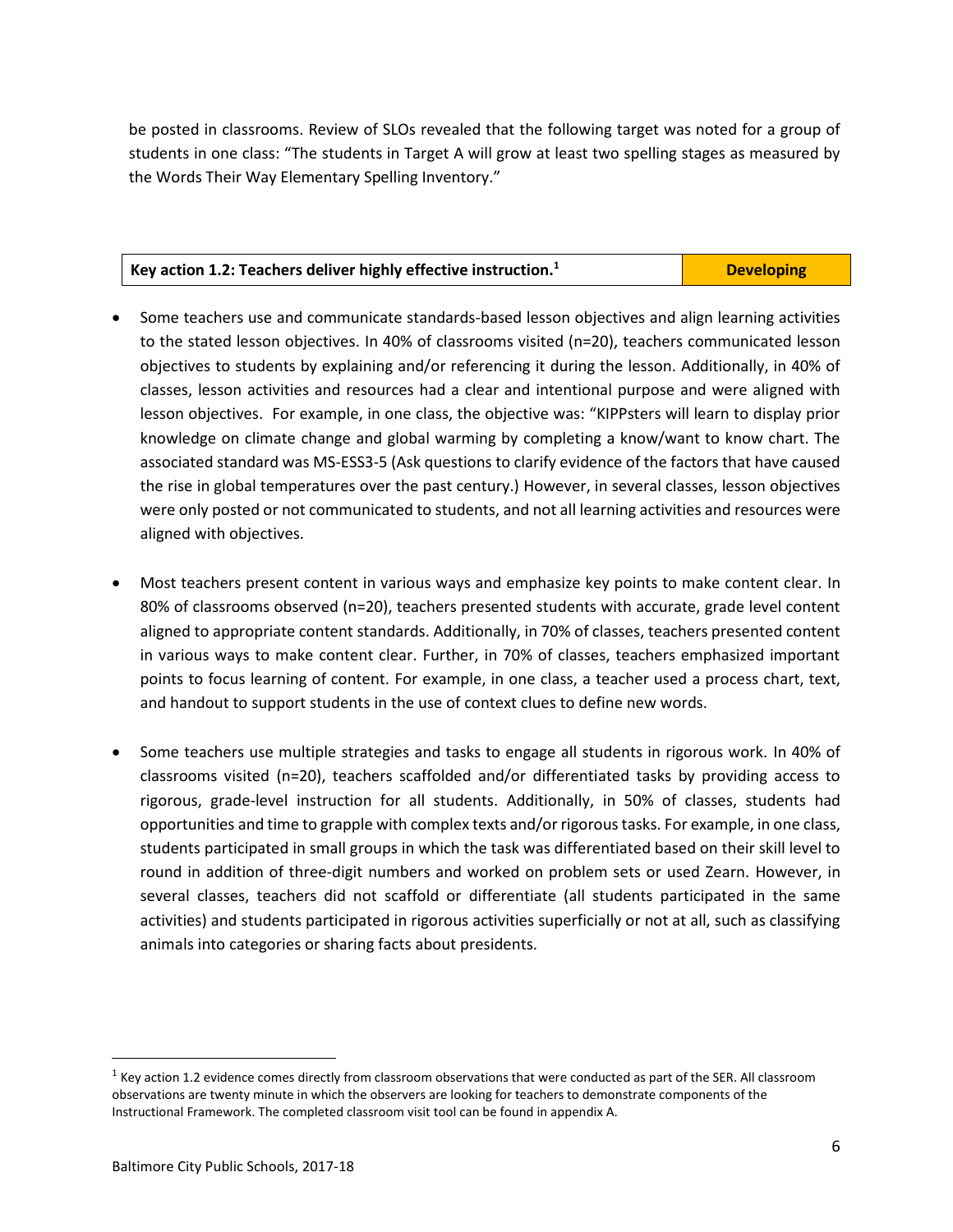be posted in classrooms. Review of SLOs revealed that the following target was noted for a group of students in one class: "The students in Target A will grow at least two spelling stages as measured by the Words Their Way Elementary Spelling Inventory."

| Key action 1.2: Teachers deliver highly effective instruction.[1] | Developing |
| --- | --- |

- Some teachers use and communicate standards-based lesson objectives and align learning activities to the stated lesson objectives. In 40% of classrooms visited (n=20), teachers communicated lesson objectives to students by explaining and/or referencing it during the lesson. Additionally, in 40% of classes, lesson activities and resources had a clear and intentional purpose and were aligned with lesson objectives. For example, in one class, the objective was: "KIPPsters will learn to display prior knowledge on climate change and global warming by completing a know/want to know chart. The associated standard was MS-ESS3-5 (Ask questions to clarify evidence of the factors that have caused the rise in global temperatures over the past century.) However, in several classes, lesson objectives were only posted or not communicated to students, and not all learning activities and resources were aligned with objectives.

- Most teachers present content in various ways and emphasize key points to make content clear. In 80% of classrooms observed (n=20), teachers presented students with accurate, grade level content aligned to appropriate content standards. Additionally, in 70% of classes, teachers presented content in various ways to make content clear. Further, in 70% of classes, teachers emphasized important points to focus learning of content. For example, in one class, a teacher used a process chart, text, and handout to support students in the use of context clues to define new words.

- Some teachers use multiple strategies and tasks to engage all students in rigorous work. In 40% of classrooms visited (n=20), teachers scaffolded and/or differentiated tasks by providing access to rigorous, grade-level instruction for all students. Additionally, in 50% of classes, students had opportunities and time to grapple with complex texts and/or rigorous tasks. For example, in one class, students participated in small groups in which the task was differentiated based on their skill level to round in addition of three-digit numbers and worked on problem sets or used Zearn. However, in several classes, teachers did not scaffold or differentiate (all students participated in the same activities) and students participated in rigorous activities superficially or not at all, such as classifying animals into categories or sharing facts about presidents.

[1] Key action 1.2 evidence comes directly from classroom observations that were conducted as part of the SER. All classroom observations are twenty minute in which the observers are looking for teachers to demonstrate components of the Instructional Framework. The completed classroom visit tool can be found in appendix A.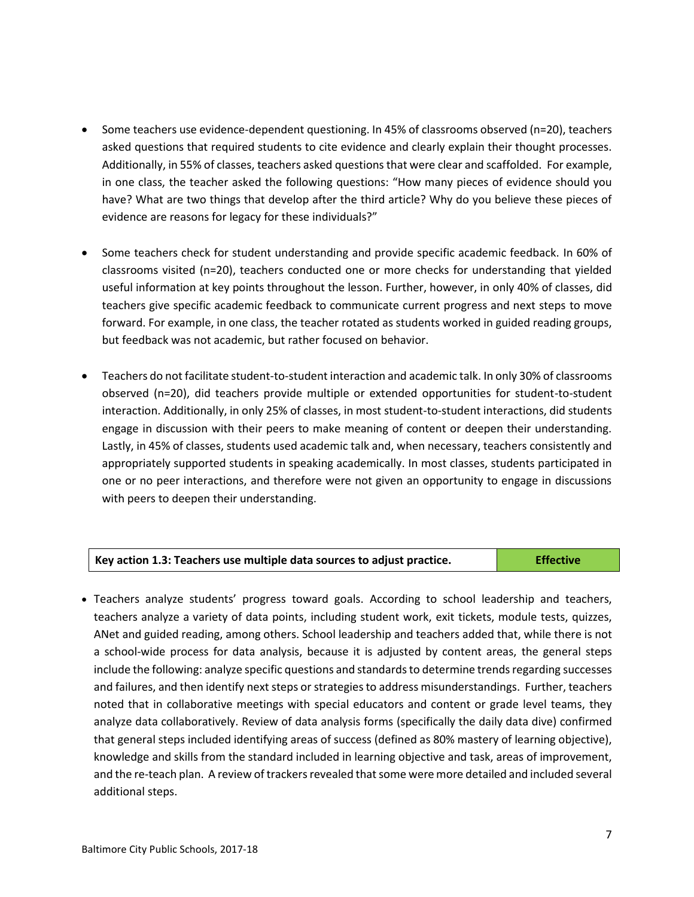- Some teachers use evidence-dependent questioning. In 45% of classrooms observed (n=20), teachers asked questions that required students to cite evidence and clearly explain their thought processes. Additionally, in 55% of classes, teachers asked questions that were clear and scaffolded. For example, in one class, the teacher asked the following questions: "How many pieces of evidence should you have? What are two things that develop after the third article? Why do you believe these pieces of evidence are reasons for legacy for these individuals?"

- Some teachers check for student understanding and provide specific academic feedback. In 60% of classrooms visited (n=20), teachers conducted one or more checks for understanding that yielded useful information at key points throughout the lesson. Further, however, in only 40% of classes, did teachers give specific academic feedback to communicate current progress and next steps to move forward. For example, in one class, the teacher rotated as students worked in guided reading groups, but feedback was not academic, but rather focused on behavior.

- Teachers do not facilitate student-to-student interaction and academic talk. In only 30% of classrooms observed (n=20), did teachers provide multiple or extended opportunities for student-to-student interaction. Additionally, in only 25% of classes, in most student-to-student interactions, did students engage in discussion with their peers to make meaning of content or deepen their understanding. Lastly, in 45% of classes, students used academic talk and, when necessary, teachers consistently and appropriately supported students in speaking academically. In most classes, students participated in one or no peer interactions, and therefore were not given an opportunity to engage in discussions with peers to deepen their understanding.

| Key action 1.3: Teachers use multiple data sources to adjust practice. | Effective |
| --- | --- |

- Teachers analyze students' progress toward goals. According to school leadership and teachers, teachers analyze a variety of data points, including student work, exit tickets, module tests, quizzes, ANet and guided reading, among others. School leadership and teachers added that, while there is not a school-wide process for data analysis, because it is adjusted by content areas, the general steps include the following: analyze specific questions and standards to determine trends regarding successes and failures, and then identify next steps or strategies to address misunderstandings. Further, teachers noted that in collaborative meetings with special educators and content or grade level teams, they analyze data collaboratively. Review of data analysis forms (specifically the daily data dive) confirmed that general steps included identifying areas of success (defined as 80% mastery of learning objective), knowledge and skills from the standard included in learning objective and task, areas of improvement, and the re-teach plan. A review of trackers revealed that some were more detailed and included several additional steps.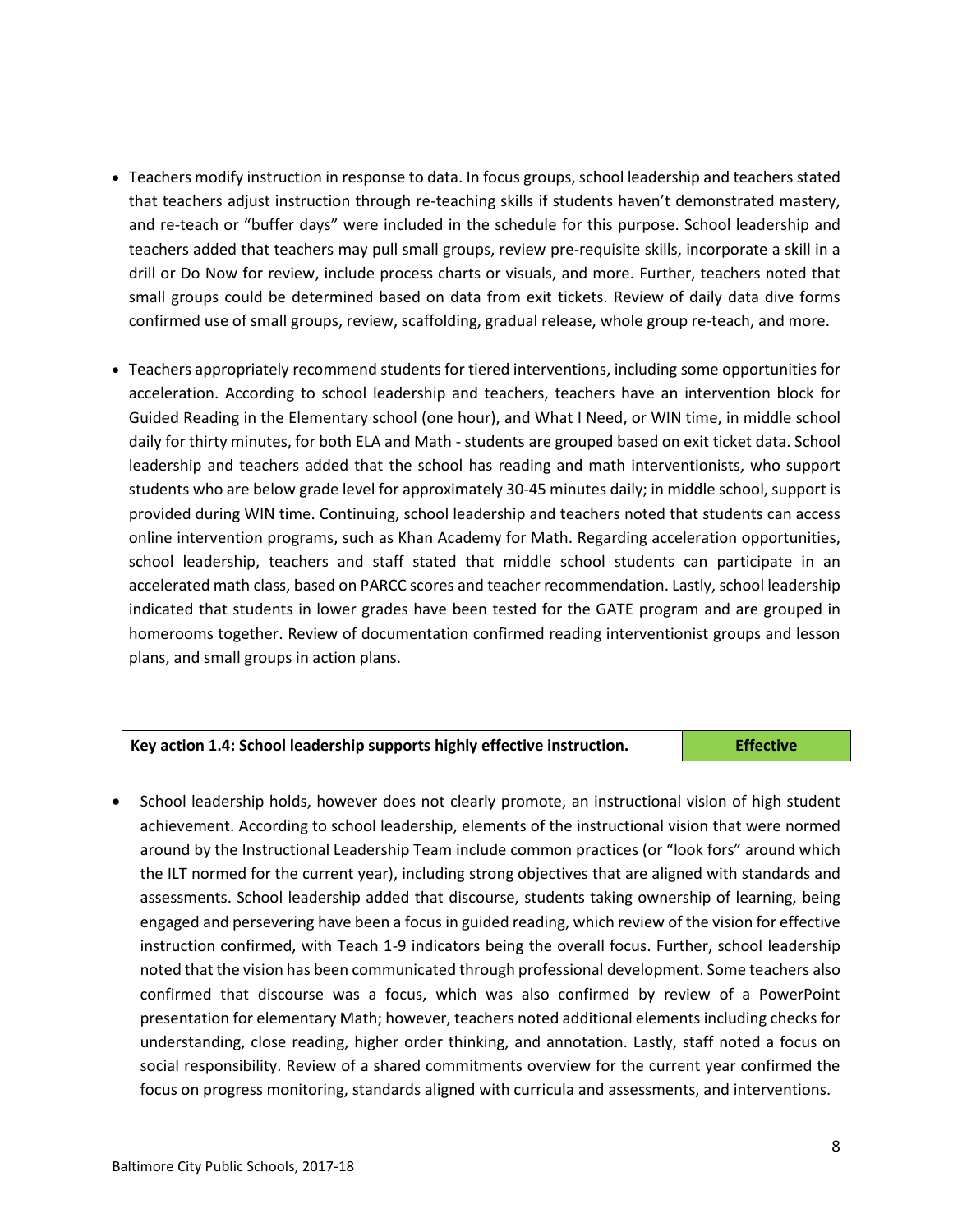- Teachers modify instruction in response to data. In focus groups, school leadership and teachers stated that teachers adjust instruction through re-teaching skills if students haven't demonstrated mastery, and re-teach or "buffer days" were included in the schedule for this purpose. School leadership and teachers added that teachers may pull small groups, review pre-requisite skills, incorporate a skill in a drill or Do Now for review, include process charts or visuals, and more. Further, teachers noted that small groups could be determined based on data from exit tickets. Review of daily data dive forms confirmed use of small groups, review, scaffolding, gradual release, whole group re-teach, and more.

- Teachers appropriately recommend students for tiered interventions, including some opportunities for acceleration. According to school leadership and teachers, teachers have an intervention block for Guided Reading in the Elementary school (one hour), and What I Need, or WIN time, in middle school daily for thirty minutes, for both ELA and Math - students are grouped based on exit ticket data. School leadership and teachers added that the school has reading and math interventionists, who support students who are below grade level for approximately 30-45 minutes daily; in middle school, support is provided during WIN time. Continuing, school leadership and teachers noted that students can access online intervention programs, such as Khan Academy for Math. Regarding acceleration opportunities, school leadership, teachers and staff stated that middle school students can participate in an accelerated math class, based on PARCC scores and teacher recommendation. Lastly, school leadership indicated that students in lower grades have been tested for the GATE program and are grouped in homerooms together. Review of documentation confirmed reading interventionist groups and lesson plans, and small groups in action plans.

| **Key action 1.4: School leadership supports highly effective instruction.** | **Effective** |
| --- | --- |

- School leadership holds, however does not clearly promote, an instructional vision of high student achievement. According to school leadership, elements of the instructional vision that were normed around by the Instructional Leadership Team include common practices (or "look fors" around which the ILT normed for the current year), including strong objectives that are aligned with standards and assessments. School leadership added that discourse, students taking ownership of learning, being engaged and persevering have been a focus in guided reading, which review of the vision for effective instruction confirmed, with Teach 1-9 indicators being the overall focus. Further, school leadership noted that the vision has been communicated through professional development. Some teachers also confirmed that discourse was a focus, which was also confirmed by review of a PowerPoint presentation for elementary Math; however, teachers noted additional elements including checks for understanding, close reading, higher order thinking, and annotation. Lastly, staff noted a focus on social responsibility. Review of a shared commitments overview for the current year confirmed the focus on progress monitoring, standards aligned with curricula and assessments, and interventions.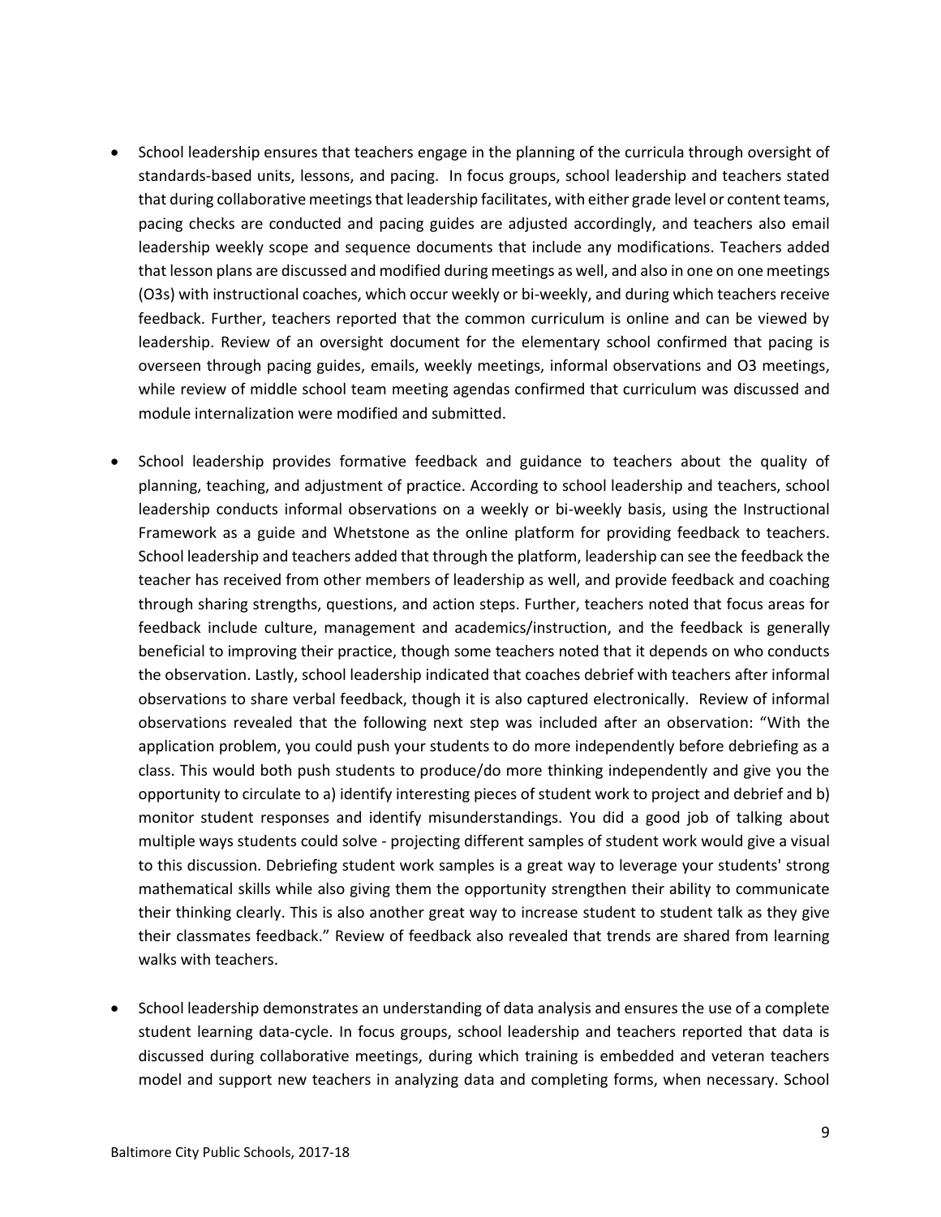- School leadership ensures that teachers engage in the planning of the curricula through oversight of standards-based units, lessons, and pacing. In focus groups, school leadership and teachers stated that during collaborative meetings that leadership facilitates, with either grade level or content teams, pacing checks are conducted and pacing guides are adjusted accordingly, and teachers also email leadership weekly scope and sequence documents that include any modifications. Teachers added that lesson plans are discussed and modified during meetings as well, and also in one on one meetings (O3s) with instructional coaches, which occur weekly or bi-weekly, and during which teachers receive feedback. Further, teachers reported that the common curriculum is online and can be viewed by leadership. Review of an oversight document for the elementary school confirmed that pacing is overseen through pacing guides, emails, weekly meetings, informal observations and O3 meetings, while review of middle school team meeting agendas confirmed that curriculum was discussed and module internalization were modified and submitted.

- School leadership provides formative feedback and guidance to teachers about the quality of planning, teaching, and adjustment of practice. According to school leadership and teachers, school leadership conducts informal observations on a weekly or bi-weekly basis, using the Instructional Framework as a guide and Whetstone as the online platform for providing feedback to teachers. School leadership and teachers added that through the platform, leadership can see the feedback the teacher has received from other members of leadership as well, and provide feedback and coaching through sharing strengths, questions, and action steps. Further, teachers noted that focus areas for feedback include culture, management and academics/instruction, and the feedback is generally beneficial to improving their practice, though some teachers noted that it depends on who conducts the observation. Lastly, school leadership indicated that coaches debrief with teachers after informal observations to share verbal feedback, though it is also captured electronically. Review of informal observations revealed that the following next step was included after an observation: "With the application problem, you could push your students to do more independently before debriefing as a class. This would both push students to produce/do more thinking independently and give you the opportunity to circulate to a) identify interesting pieces of student work to project and debrief and b) monitor student responses and identify misunderstandings. You did a good job of talking about multiple ways students could solve - projecting different samples of student work would give a visual to this discussion. Debriefing student work samples is a great way to leverage your students' strong mathematical skills while also giving them the opportunity strengthen their ability to communicate their thinking clearly. This is also another great way to increase student to student talk as they give their classmates feedback." Review of feedback also revealed that trends are shared from learning walks with teachers.

- School leadership demonstrates an understanding of data analysis and ensures the use of a complete student learning data-cycle. In focus groups, school leadership and teachers reported that data is discussed during collaborative meetings, during which training is embedded and veteran teachers model and support new teachers in analyzing data and completing forms, when necessary. School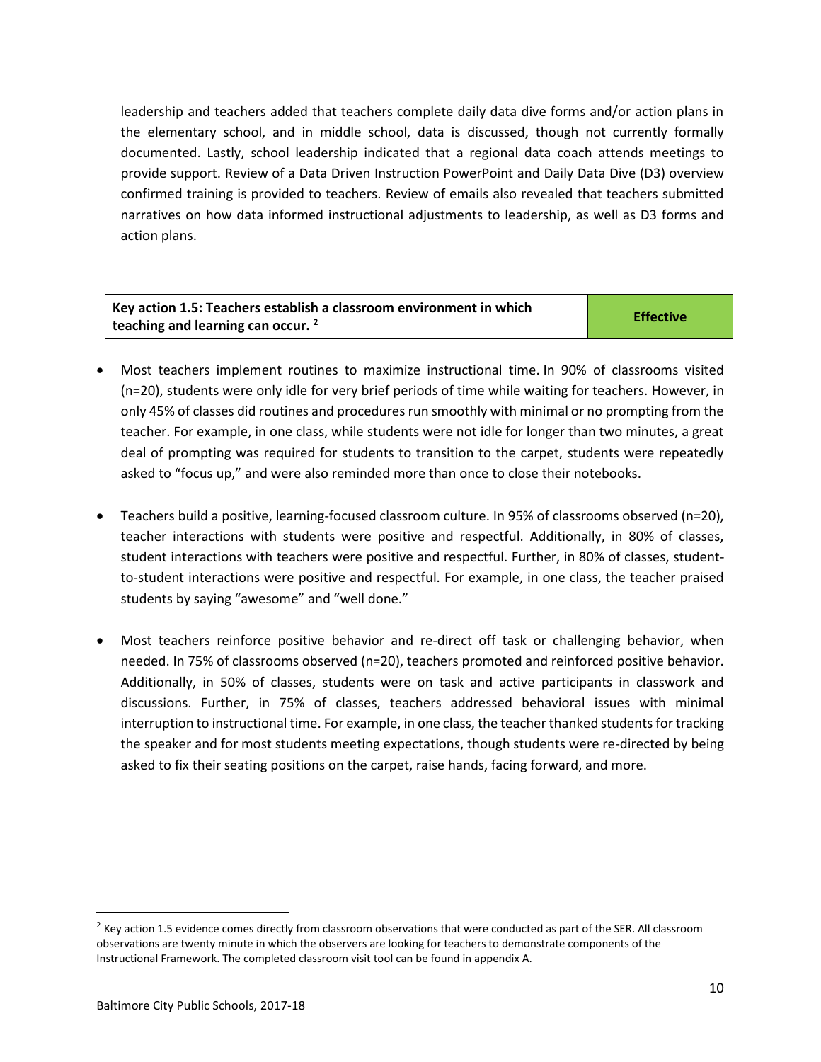leadership and teachers added that teachers complete daily data dive forms and/or action plans in the elementary school, and in middle school, data is discussed, though not currently formally documented. Lastly, school leadership indicated that a regional data coach attends meetings to provide support. Review of a Data Driven Instruction PowerPoint and Daily Data Dive (D3) overview confirmed training is provided to teachers. Review of emails also revealed that teachers submitted narratives on how data informed instructional adjustments to leadership, as well as D3 forms and action plans.

| **Key action 1.5: Teachers establish a classroom environment in which teaching and learning can occur.** [2] | **Effective** |
|---|---|

- Most teachers implement routines to maximize instructional time. In 90% of classrooms visited (n=20), students were only idle for very brief periods of time while waiting for teachers. However, in only 45% of classes did routines and procedures run smoothly with minimal or no prompting from the teacher. For example, in one class, while students were not idle for longer than two minutes, a great deal of prompting was required for students to transition to the carpet, students were repeatedly asked to "focus up," and were also reminded more than once to close their notebooks.

- Teachers build a positive, learning-focused classroom culture. In 95% of classrooms observed (n=20), teacher interactions with students were positive and respectful. Additionally, in 80% of classes, student interactions with teachers were positive and respectful. Further, in 80% of classes, student-to-student interactions were positive and respectful. For example, in one class, the teacher praised students by saying "awesome" and "well done."

- Most teachers reinforce positive behavior and re-direct off task or challenging behavior, when needed. In 75% of classrooms observed (n=20), teachers promoted and reinforced positive behavior. Additionally, in 50% of classes, students were on task and active participants in classwork and discussions. Further, in 75% of classes, teachers addressed behavioral issues with minimal interruption to instructional time. For example, in one class, the teacher thanked students for tracking the speaker and for most students meeting expectations, though students were re-directed by being asked to fix their seating positions on the carpet, raise hands, facing forward, and more.

---

[2] Key action 1.5 evidence comes directly from classroom observations that were conducted as part of the SER. All classroom observations are twenty minute in which the observers are looking for teachers to demonstrate components of the Instructional Framework. The completed classroom visit tool can be found in appendix A.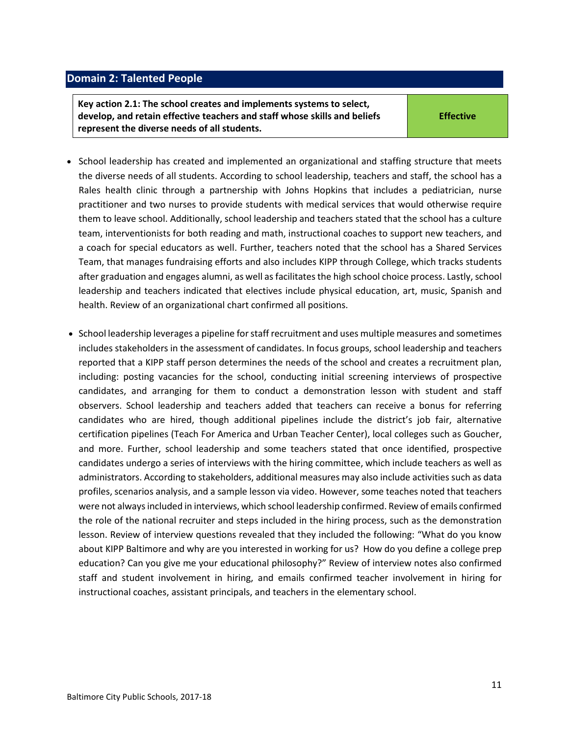## Domain 2: Talented People

| Key action 2.1: The school creates and implements systems to select, develop, and retain effective teachers and staff whose skills and beliefs represent the diverse needs of all students. | Effective |
|---|---|

- School leadership has created and implemented an organizational and staffing structure that meets the diverse needs of all students. According to school leadership, teachers and staff, the school has a Rales health clinic through a partnership with Johns Hopkins that includes a pediatrician, nurse practitioner and two nurses to provide students with medical services that would otherwise require them to leave school. Additionally, school leadership and teachers stated that the school has a culture team, interventionists for both reading and math, instructional coaches to support new teachers, and a coach for special educators as well. Further, teachers noted that the school has a Shared Services Team, that manages fundraising efforts and also includes KIPP through College, which tracks students after graduation and engages alumni, as well as facilitates the high school choice process. Lastly, school leadership and teachers indicated that electives include physical education, art, music, Spanish and health. Review of an organizational chart confirmed all positions.

- School leadership leverages a pipeline for staff recruitment and uses multiple measures and sometimes includes stakeholders in the assessment of candidates. In focus groups, school leadership and teachers reported that a KIPP staff person determines the needs of the school and creates a recruitment plan, including: posting vacancies for the school, conducting initial screening interviews of prospective candidates, and arranging for them to conduct a demonstration lesson with student and staff observers. School leadership and teachers added that teachers can receive a bonus for referring candidates who are hired, though additional pipelines include the district's job fair, alternative certification pipelines (Teach For America and Urban Teacher Center), local colleges such as Goucher, and more. Further, school leadership and some teachers stated that once identified, prospective candidates undergo a series of interviews with the hiring committee, which include teachers as well as administrators. According to stakeholders, additional measures may also include activities such as data profiles, scenarios analysis, and a sample lesson via video. However, some teaches noted that teachers were not always included in interviews, which school leadership confirmed. Review of emails confirmed the role of the national recruiter and steps included in the hiring process, such as the demonstration lesson. Review of interview questions revealed that they included the following: "What do you know about KIPP Baltimore and why are you interested in working for us? How do you define a college prep education? Can you give me your educational philosophy?" Review of interview notes also confirmed staff and student involvement in hiring, and emails confirmed teacher involvement in hiring for instructional coaches, assistant principals, and teachers in the elementary school.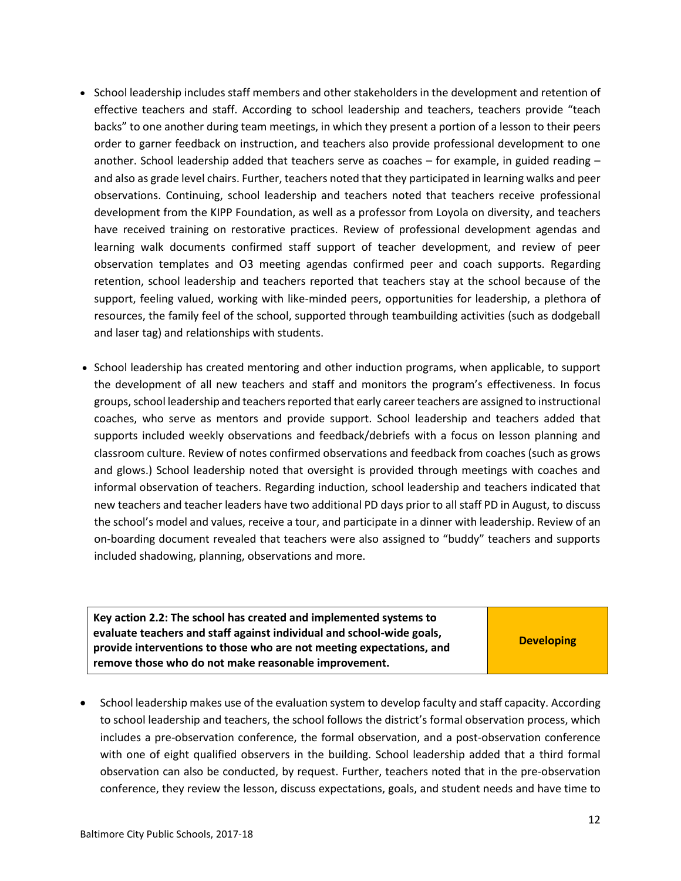- School leadership includes staff members and other stakeholders in the development and retention of effective teachers and staff. According to school leadership and teachers, teachers provide "teach backs" to one another during team meetings, in which they present a portion of a lesson to their peers order to garner feedback on instruction, and teachers also provide professional development to one another. School leadership added that teachers serve as coaches – for example, in guided reading – and also as grade level chairs. Further, teachers noted that they participated in learning walks and peer observations. Continuing, school leadership and teachers noted that teachers receive professional development from the KIPP Foundation, as well as a professor from Loyola on diversity, and teachers have received training on restorative practices. Review of professional development agendas and learning walk documents confirmed staff support of teacher development, and review of peer observation templates and O3 meeting agendas confirmed peer and coach supports. Regarding retention, school leadership and teachers reported that teachers stay at the school because of the support, feeling valued, working with like-minded peers, opportunities for leadership, a plethora of resources, the family feel of the school, supported through teambuilding activities (such as dodgeball and laser tag) and relationships with students.

- School leadership has created mentoring and other induction programs, when applicable, to support the development of all new teachers and staff and monitors the program's effectiveness. In focus groups, school leadership and teachers reported that early career teachers are assigned to instructional coaches, who serve as mentors and provide support. School leadership and teachers added that supports included weekly observations and feedback/debriefs with a focus on lesson planning and classroom culture. Review of notes confirmed observations and feedback from coaches (such as grows and glows.) School leadership noted that oversight is provided through meetings with coaches and informal observation of teachers. Regarding induction, school leadership and teachers indicated that new teachers and teacher leaders have two additional PD days prior to all staff PD in August, to discuss the school's model and values, receive a tour, and participate in a dinner with leadership. Review of an on-boarding document revealed that teachers were also assigned to "buddy" teachers and supports included shadowing, planning, observations and more.

| **Key action 2.2: The school has created and implemented systems to evaluate teachers and staff against individual and school-wide goals, provide interventions to those who are not meeting expectations, and remove those who do not make reasonable improvement.** | **Developing** |
|---|---|

- School leadership makes use of the evaluation system to develop faculty and staff capacity. According to school leadership and teachers, the school follows the district's formal observation process, which includes a pre-observation conference, the formal observation, and a post-observation conference with one of eight qualified observers in the building. School leadership added that a third formal observation can also be conducted, by request. Further, teachers noted that in the pre-observation conference, they review the lesson, discuss expectations, goals, and student needs and have time to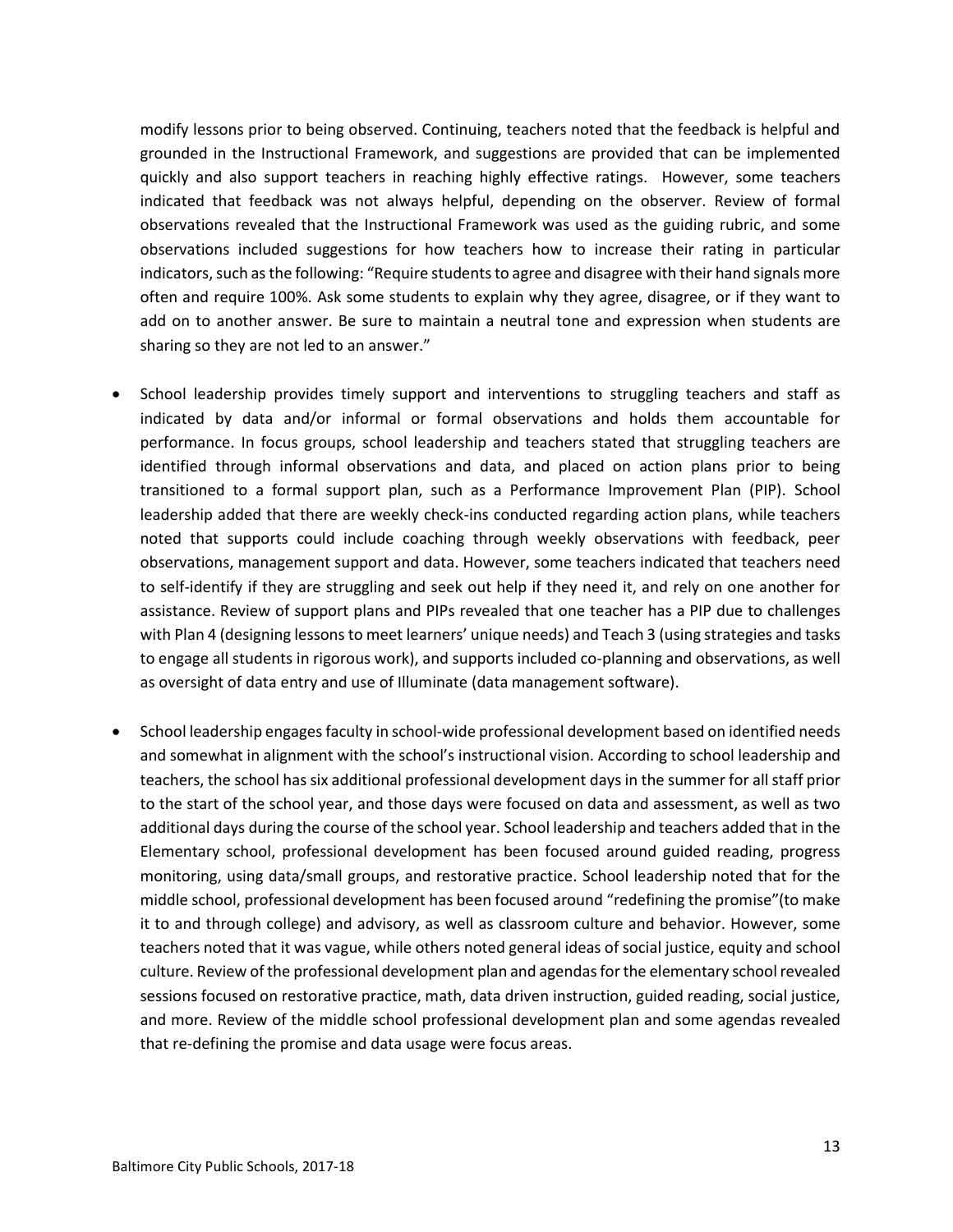modify lessons prior to being observed. Continuing, teachers noted that the feedback is helpful and grounded in the Instructional Framework, and suggestions are provided that can be implemented quickly and also support teachers in reaching highly effective ratings. However, some teachers indicated that feedback was not always helpful, depending on the observer. Review of formal observations revealed that the Instructional Framework was used as the guiding rubric, and some observations included suggestions for how teachers how to increase their rating in particular indicators, such as the following: "Require students to agree and disagree with their hand signals more often and require 100%. Ask some students to explain why they agree, disagree, or if they want to add on to another answer. Be sure to maintain a neutral tone and expression when students are sharing so they are not led to an answer."

- School leadership provides timely support and interventions to struggling teachers and staff as indicated by data and/or informal or formal observations and holds them accountable for performance. In focus groups, school leadership and teachers stated that struggling teachers are identified through informal observations and data, and placed on action plans prior to being transitioned to a formal support plan, such as a Performance Improvement Plan (PIP). School leadership added that there are weekly check-ins conducted regarding action plans, while teachers noted that supports could include coaching through weekly observations with feedback, peer observations, management support and data. However, some teachers indicated that teachers need to self-identify if they are struggling and seek out help if they need it, and rely on one another for assistance. Review of support plans and PIPs revealed that one teacher has a PIP due to challenges with Plan 4 (designing lessons to meet learners' unique needs) and Teach 3 (using strategies and tasks to engage all students in rigorous work), and supports included co-planning and observations, as well as oversight of data entry and use of Illuminate (data management software).

- School leadership engages faculty in school-wide professional development based on identified needs and somewhat in alignment with the school's instructional vision. According to school leadership and teachers, the school has six additional professional development days in the summer for all staff prior to the start of the school year, and those days were focused on data and assessment, as well as two additional days during the course of the school year. School leadership and teachers added that in the Elementary school, professional development has been focused around guided reading, progress monitoring, using data/small groups, and restorative practice. School leadership noted that for the middle school, professional development has been focused around "redefining the promise"(to make it to and through college) and advisory, as well as classroom culture and behavior. However, some teachers noted that it was vague, while others noted general ideas of social justice, equity and school culture. Review of the professional development plan and agendas for the elementary school revealed sessions focused on restorative practice, math, data driven instruction, guided reading, social justice, and more. Review of the middle school professional development plan and some agendas revealed that re-defining the promise and data usage were focus areas.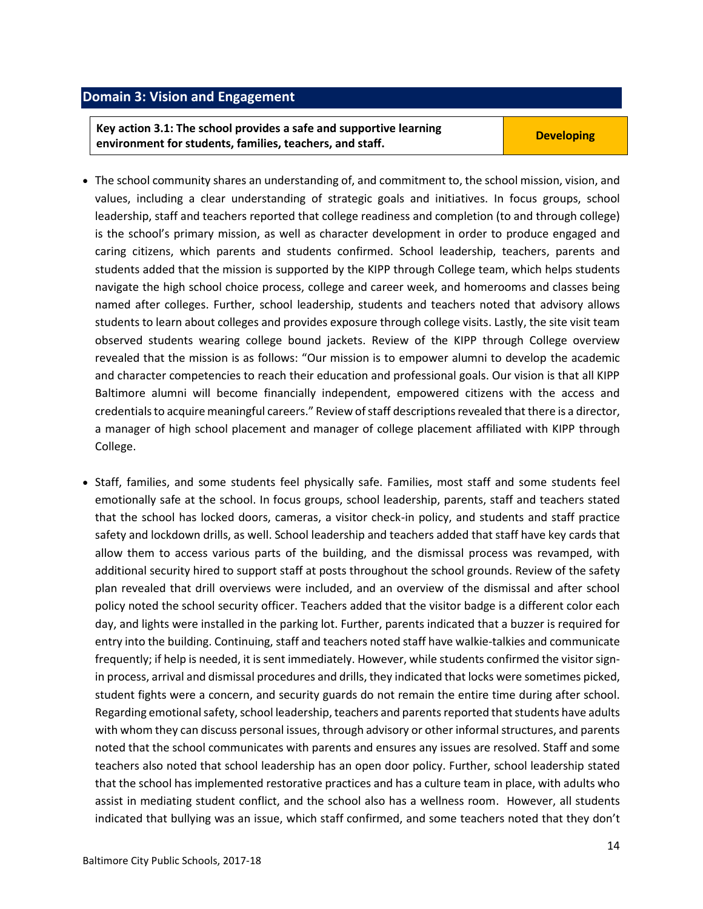## Domain 3: Vision and Engagement

| Key action 3.1: The school provides a safe and supportive learning environment for students, families, teachers, and staff. | Developing |
|---|---|

- The school community shares an understanding of, and commitment to, the school mission, vision, and values, including a clear understanding of strategic goals and initiatives. In focus groups, school leadership, staff and teachers reported that college readiness and completion (to and through college) is the school's primary mission, as well as character development in order to produce engaged and caring citizens, which parents and students confirmed. School leadership, teachers, parents and students added that the mission is supported by the KIPP through College team, which helps students navigate the high school choice process, college and career week, and homerooms and classes being named after colleges. Further, school leadership, students and teachers noted that advisory allows students to learn about colleges and provides exposure through college visits. Lastly, the site visit team observed students wearing college bound jackets. Review of the KIPP through College overview revealed that the mission is as follows: "Our mission is to empower alumni to develop the academic and character competencies to reach their education and professional goals. Our vision is that all KIPP Baltimore alumni will become financially independent, empowered citizens with the access and credentials to acquire meaningful careers." Review of staff descriptions revealed that there is a director, a manager of high school placement and manager of college placement affiliated with KIPP through College.

- Staff, families, and some students feel physically safe. Families, most staff and some students feel emotionally safe at the school. In focus groups, school leadership, parents, staff and teachers stated that the school has locked doors, cameras, a visitor check-in policy, and students and staff practice safety and lockdown drills, as well. School leadership and teachers added that staff have key cards that allow them to access various parts of the building, and the dismissal process was revamped, with additional security hired to support staff at posts throughout the school grounds. Review of the safety plan revealed that drill overviews were included, and an overview of the dismissal and after school policy noted the school security officer. Teachers added that the visitor badge is a different color each day, and lights were installed in the parking lot. Further, parents indicated that a buzzer is required for entry into the building. Continuing, staff and teachers noted staff have walkie-talkies and communicate frequently; if help is needed, it is sent immediately. However, while students confirmed the visitor sign-in process, arrival and dismissal procedures and drills, they indicated that locks were sometimes picked, student fights were a concern, and security guards do not remain the entire time during after school. Regarding emotional safety, school leadership, teachers and parents reported that students have adults with whom they can discuss personal issues, through advisory or other informal structures, and parents noted that the school communicates with parents and ensures any issues are resolved. Staff and some teachers also noted that school leadership has an open door policy. Further, school leadership stated that the school has implemented restorative practices and has a culture team in place, with adults who assist in mediating student conflict, and the school also has a wellness room. However, all students indicated that bullying was an issue, which staff confirmed, and some teachers noted that they don't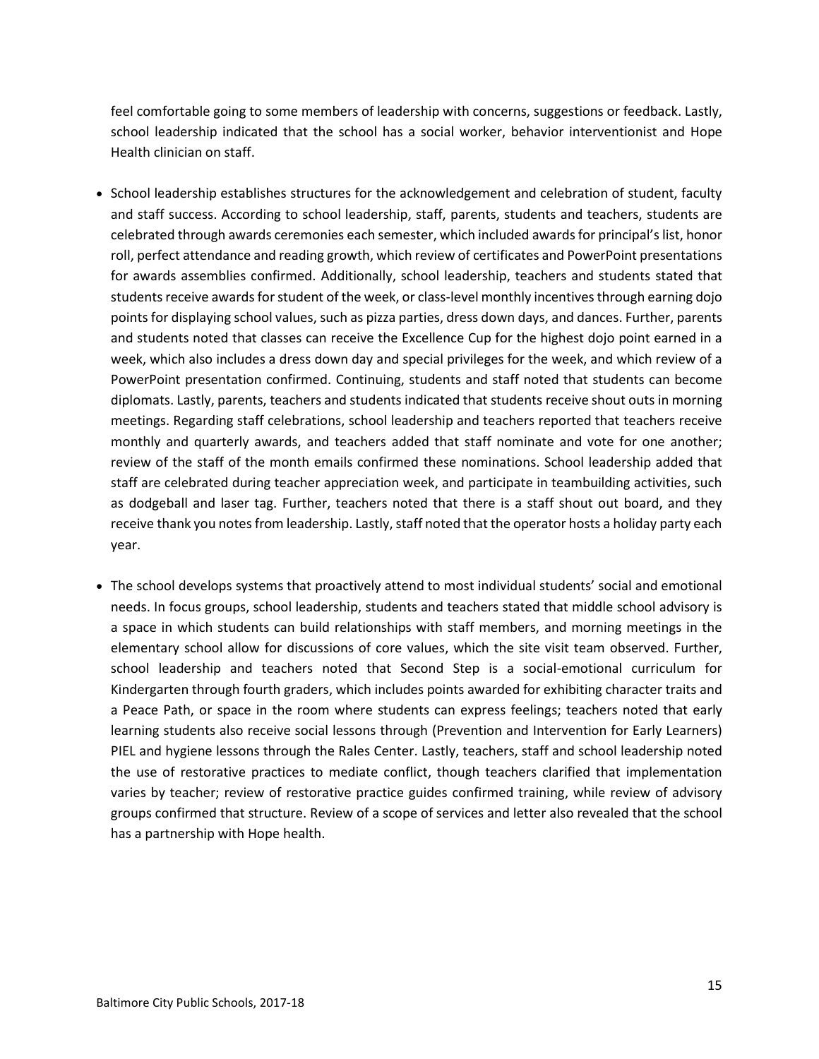feel comfortable going to some members of leadership with concerns, suggestions or feedback. Lastly, school leadership indicated that the school has a social worker, behavior interventionist and Hope Health clinician on staff.

- School leadership establishes structures for the acknowledgement and celebration of student, faculty and staff success. According to school leadership, staff, parents, students and teachers, students are celebrated through awards ceremonies each semester, which included awards for principal's list, honor roll, perfect attendance and reading growth, which review of certificates and PowerPoint presentations for awards assemblies confirmed. Additionally, school leadership, teachers and students stated that students receive awards for student of the week, or class-level monthly incentives through earning dojo points for displaying school values, such as pizza parties, dress down days, and dances. Further, parents and students noted that classes can receive the Excellence Cup for the highest dojo point earned in a week, which also includes a dress down day and special privileges for the week, and which review of a PowerPoint presentation confirmed. Continuing, students and staff noted that students can become diplomats. Lastly, parents, teachers and students indicated that students receive shout outs in morning meetings. Regarding staff celebrations, school leadership and teachers reported that teachers receive monthly and quarterly awards, and teachers added that staff nominate and vote for one another; review of the staff of the month emails confirmed these nominations. School leadership added that staff are celebrated during teacher appreciation week, and participate in teambuilding activities, such as dodgeball and laser tag. Further, teachers noted that there is a staff shout out board, and they receive thank you notes from leadership. Lastly, staff noted that the operator hosts a holiday party each year.

- The school develops systems that proactively attend to most individual students' social and emotional needs. In focus groups, school leadership, students and teachers stated that middle school advisory is a space in which students can build relationships with staff members, and morning meetings in the elementary school allow for discussions of core values, which the site visit team observed. Further, school leadership and teachers noted that Second Step is a social-emotional curriculum for Kindergarten through fourth graders, which includes points awarded for exhibiting character traits and a Peace Path, or space in the room where students can express feelings; teachers noted that early learning students also receive social lessons through (Prevention and Intervention for Early Learners) PIEL and hygiene lessons through the Rales Center. Lastly, teachers, staff and school leadership noted the use of restorative practices to mediate conflict, though teachers clarified that implementation varies by teacher; review of restorative practice guides confirmed training, while review of advisory groups confirmed that structure. Review of a scope of services and letter also revealed that the school has a partnership with Hope health.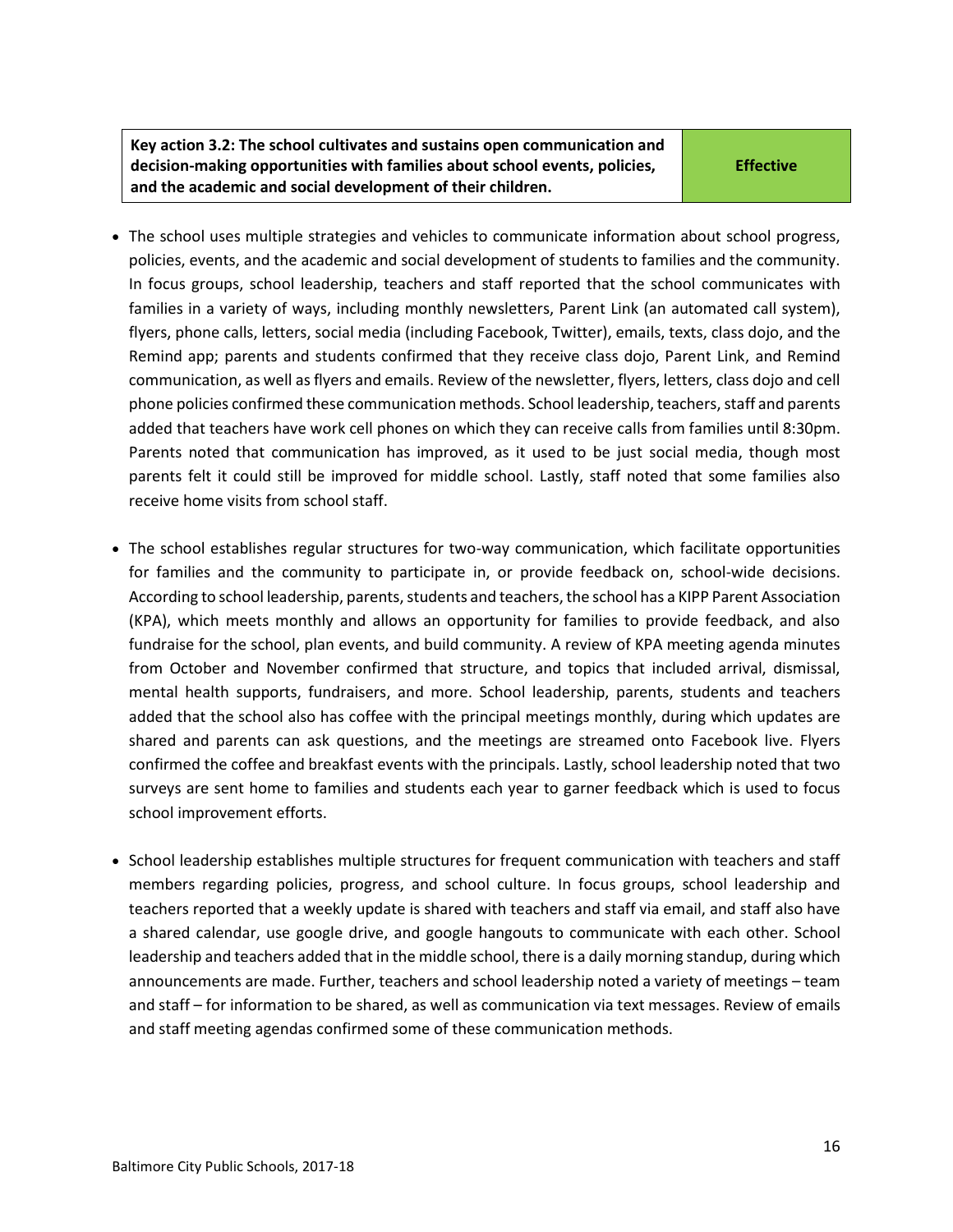| Key action 3.2: The school cultivates and sustains open communication and decision-making opportunities with families about school events, policies, and the academic and social development of their children. | Effective |
|---|---|

- The school uses multiple strategies and vehicles to communicate information about school progress, policies, events, and the academic and social development of students to families and the community. In focus groups, school leadership, teachers and staff reported that the school communicates with families in a variety of ways, including monthly newsletters, Parent Link (an automated call system), flyers, phone calls, letters, social media (including Facebook, Twitter), emails, texts, class dojo, and the Remind app; parents and students confirmed that they receive class dojo, Parent Link, and Remind communication, as well as flyers and emails. Review of the newsletter, flyers, letters, class dojo and cell phone policies confirmed these communication methods. School leadership, teachers, staff and parents added that teachers have work cell phones on which they can receive calls from families until 8:30pm. Parents noted that communication has improved, as it used to be just social media, though most parents felt it could still be improved for middle school. Lastly, staff noted that some families also receive home visits from school staff.

- The school establishes regular structures for two-way communication, which facilitate opportunities for families and the community to participate in, or provide feedback on, school-wide decisions. According to school leadership, parents, students and teachers, the school has a KIPP Parent Association (KPA), which meets monthly and allows an opportunity for families to provide feedback, and also fundraise for the school, plan events, and build community. A review of KPA meeting agenda minutes from October and November confirmed that structure, and topics that included arrival, dismissal, mental health supports, fundraisers, and more. School leadership, parents, students and teachers added that the school also has coffee with the principal meetings monthly, during which updates are shared and parents can ask questions, and the meetings are streamed onto Facebook live. Flyers confirmed the coffee and breakfast events with the principals. Lastly, school leadership noted that two surveys are sent home to families and students each year to garner feedback which is used to focus school improvement efforts.

- School leadership establishes multiple structures for frequent communication with teachers and staff members regarding policies, progress, and school culture. In focus groups, school leadership and teachers reported that a weekly update is shared with teachers and staff via email, and staff also have a shared calendar, use google drive, and google hangouts to communicate with each other. School leadership and teachers added that in the middle school, there is a daily morning standup, during which announcements are made. Further, teachers and school leadership noted a variety of meetings – team and staff – for information to be shared, as well as communication via text messages. Review of emails and staff meeting agendas confirmed some of these communication methods.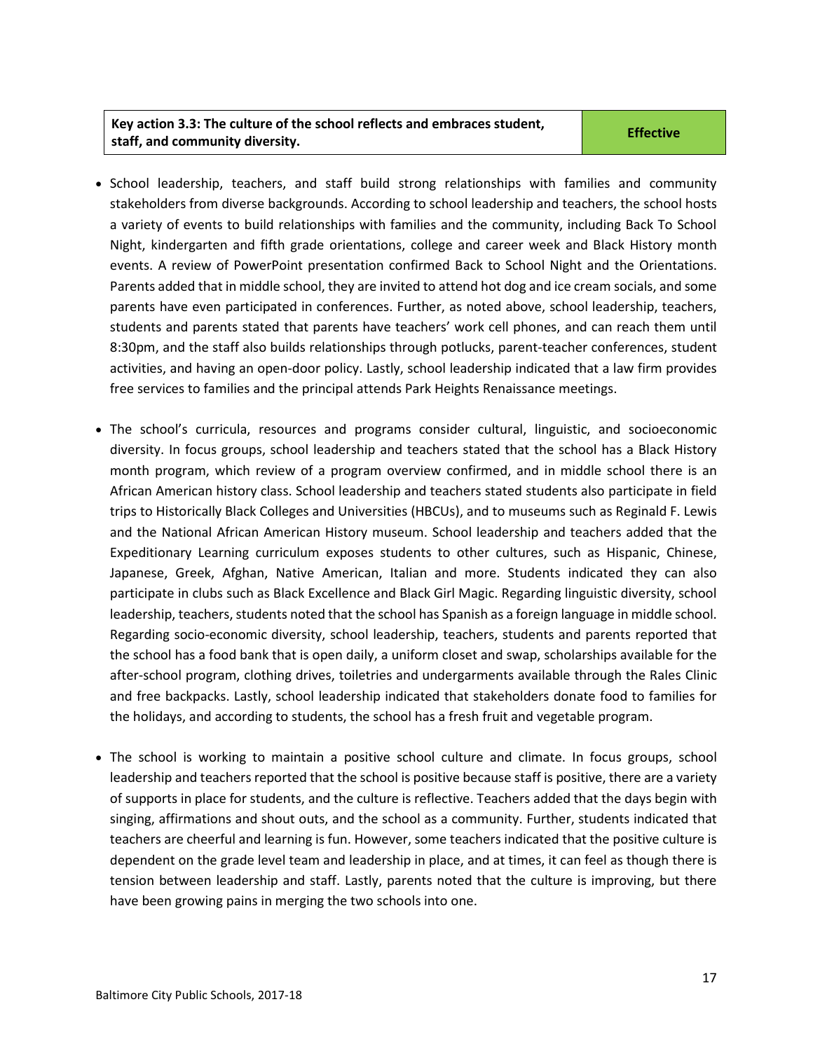| Key action 3.3: The culture of the school reflects and embraces student, staff, and community diversity. | Effective |
| --- | --- |

- School leadership, teachers, and staff build strong relationships with families and community stakeholders from diverse backgrounds. According to school leadership and teachers, the school hosts a variety of events to build relationships with families and the community, including Back To School Night, kindergarten and fifth grade orientations, college and career week and Black History month events. A review of PowerPoint presentation confirmed Back to School Night and the Orientations. Parents added that in middle school, they are invited to attend hot dog and ice cream socials, and some parents have even participated in conferences. Further, as noted above, school leadership, teachers, students and parents stated that parents have teachers' work cell phones, and can reach them until 8:30pm, and the staff also builds relationships through potlucks, parent-teacher conferences, student activities, and having an open-door policy. Lastly, school leadership indicated that a law firm provides free services to families and the principal attends Park Heights Renaissance meetings.

- The school's curricula, resources and programs consider cultural, linguistic, and socioeconomic diversity. In focus groups, school leadership and teachers stated that the school has a Black History month program, which review of a program overview confirmed, and in middle school there is an African American history class. School leadership and teachers stated students also participate in field trips to Historically Black Colleges and Universities (HBCUs), and to museums such as Reginald F. Lewis and the National African American History museum. School leadership and teachers added that the Expeditionary Learning curriculum exposes students to other cultures, such as Hispanic, Chinese, Japanese, Greek, Afghan, Native American, Italian and more. Students indicated they can also participate in clubs such as Black Excellence and Black Girl Magic. Regarding linguistic diversity, school leadership, teachers, students noted that the school has Spanish as a foreign language in middle school. Regarding socio-economic diversity, school leadership, teachers, students and parents reported that the school has a food bank that is open daily, a uniform closet and swap, scholarships available for the after-school program, clothing drives, toiletries and undergarments available through the Rales Clinic and free backpacks. Lastly, school leadership indicated that stakeholders donate food to families for the holidays, and according to students, the school has a fresh fruit and vegetable program.

- The school is working to maintain a positive school culture and climate. In focus groups, school leadership and teachers reported that the school is positive because staff is positive, there are a variety of supports in place for students, and the culture is reflective. Teachers added that the days begin with singing, affirmations and shout outs, and the school as a community. Further, students indicated that teachers are cheerful and learning is fun. However, some teachers indicated that the positive culture is dependent on the grade level team and leadership in place, and at times, it can feel as though there is tension between leadership and staff. Lastly, parents noted that the culture is improving, but there have been growing pains in merging the two schools into one.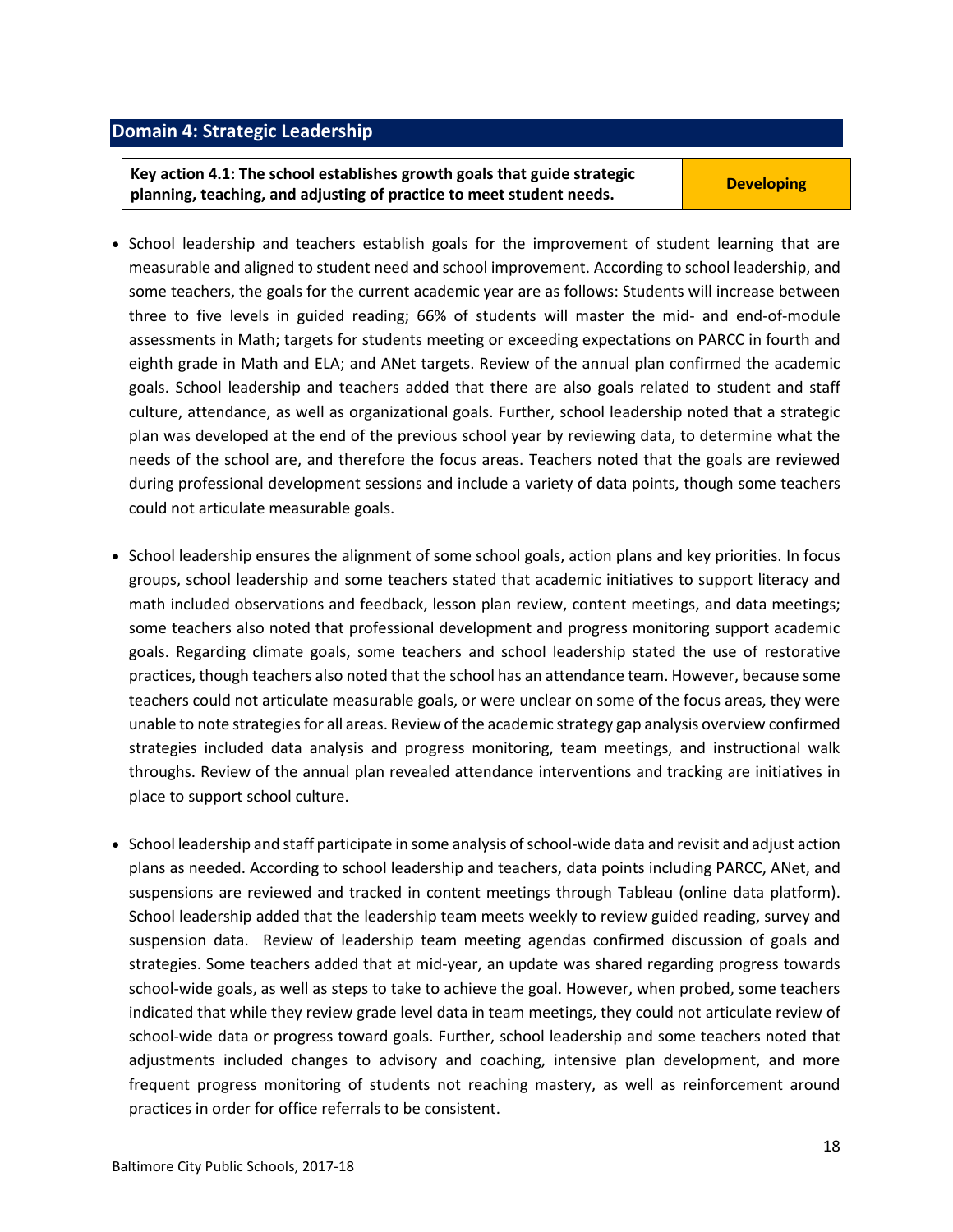## Domain 4: Strategic Leadership

| Key action 4.1: The school establishes growth goals that guide strategic planning, teaching, and adjusting of practice to meet student needs. | Developing |
|---|---|

- School leadership and teachers establish goals for the improvement of student learning that are measurable and aligned to student need and school improvement. According to school leadership, and some teachers, the goals for the current academic year are as follows: Students will increase between three to five levels in guided reading; 66% of students will master the mid- and end-of-module assessments in Math; targets for students meeting or exceeding expectations on PARCC in fourth and eighth grade in Math and ELA; and ANet targets. Review of the annual plan confirmed the academic goals. School leadership and teachers added that there are also goals related to student and staff culture, attendance, as well as organizational goals. Further, school leadership noted that a strategic plan was developed at the end of the previous school year by reviewing data, to determine what the needs of the school are, and therefore the focus areas. Teachers noted that the goals are reviewed during professional development sessions and include a variety of data points, though some teachers could not articulate measurable goals.

- School leadership ensures the alignment of some school goals, action plans and key priorities. In focus groups, school leadership and some teachers stated that academic initiatives to support literacy and math included observations and feedback, lesson plan review, content meetings, and data meetings; some teachers also noted that professional development and progress monitoring support academic goals. Regarding climate goals, some teachers and school leadership stated the use of restorative practices, though teachers also noted that the school has an attendance team. However, because some teachers could not articulate measurable goals, or were unclear on some of the focus areas, they were unable to note strategies for all areas. Review of the academic strategy gap analysis overview confirmed strategies included data analysis and progress monitoring, team meetings, and instructional walk throughs. Review of the annual plan revealed attendance interventions and tracking are initiatives in place to support school culture.

- School leadership and staff participate in some analysis of school-wide data and revisit and adjust action plans as needed. According to school leadership and teachers, data points including PARCC, ANet, and suspensions are reviewed and tracked in content meetings through Tableau (online data platform). School leadership added that the leadership team meets weekly to review guided reading, survey and suspension data. Review of leadership team meeting agendas confirmed discussion of goals and strategies. Some teachers added that at mid-year, an update was shared regarding progress towards school-wide goals, as well as steps to take to achieve the goal. However, when probed, some teachers indicated that while they review grade level data in team meetings, they could not articulate review of school-wide data or progress toward goals. Further, school leadership and some teachers noted that adjustments included changes to advisory and coaching, intensive plan development, and more frequent progress monitoring of students not reaching mastery, as well as reinforcement around practices in order for office referrals to be consistent.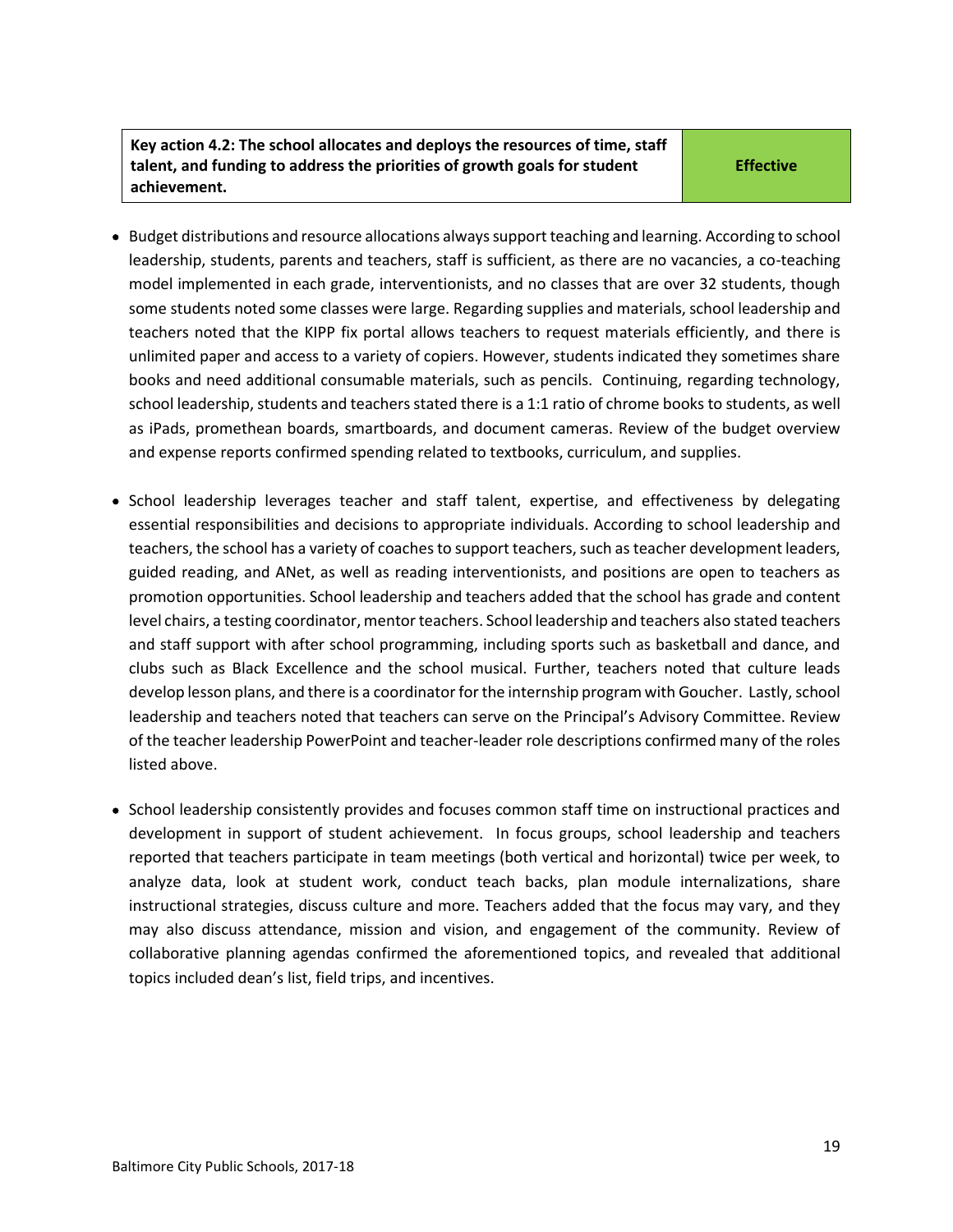| Key action 4.2: The school allocates and deploys the resources of time, staff talent, and funding to address the priorities of growth goals for student achievement. | Effective |
| --- | --- |

- Budget distributions and resource allocations always support teaching and learning. According to school leadership, students, parents and teachers, staff is sufficient, as there are no vacancies, a co-teaching model implemented in each grade, interventionists, and no classes that are over 32 students, though some students noted some classes were large. Regarding supplies and materials, school leadership and teachers noted that the KIPP fix portal allows teachers to request materials efficiently, and there is unlimited paper and access to a variety of copiers. However, students indicated they sometimes share books and need additional consumable materials, such as pencils. Continuing, regarding technology, school leadership, students and teachers stated there is a 1:1 ratio of chrome books to students, as well as iPads, promethean boards, smartboards, and document cameras. Review of the budget overview and expense reports confirmed spending related to textbooks, curriculum, and supplies.

- School leadership leverages teacher and staff talent, expertise, and effectiveness by delegating essential responsibilities and decisions to appropriate individuals. According to school leadership and teachers, the school has a variety of coaches to support teachers, such as teacher development leaders, guided reading, and ANet, as well as reading interventionists, and positions are open to teachers as promotion opportunities. School leadership and teachers added that the school has grade and content level chairs, a testing coordinator, mentor teachers. School leadership and teachers also stated teachers and staff support with after school programming, including sports such as basketball and dance, and clubs such as Black Excellence and the school musical. Further, teachers noted that culture leads develop lesson plans, and there is a coordinator for the internship program with Goucher. Lastly, school leadership and teachers noted that teachers can serve on the Principal's Advisory Committee. Review of the teacher leadership PowerPoint and teacher-leader role descriptions confirmed many of the roles listed above.

- School leadership consistently provides and focuses common staff time on instructional practices and development in support of student achievement. In focus groups, school leadership and teachers reported that teachers participate in team meetings (both vertical and horizontal) twice per week, to analyze data, look at student work, conduct teach backs, plan module internalizations, share instructional strategies, discuss culture and more. Teachers added that the focus may vary, and they may also discuss attendance, mission and vision, and engagement of the community. Review of collaborative planning agendas confirmed the aforementioned topics, and revealed that additional topics included dean's list, field trips, and incentives.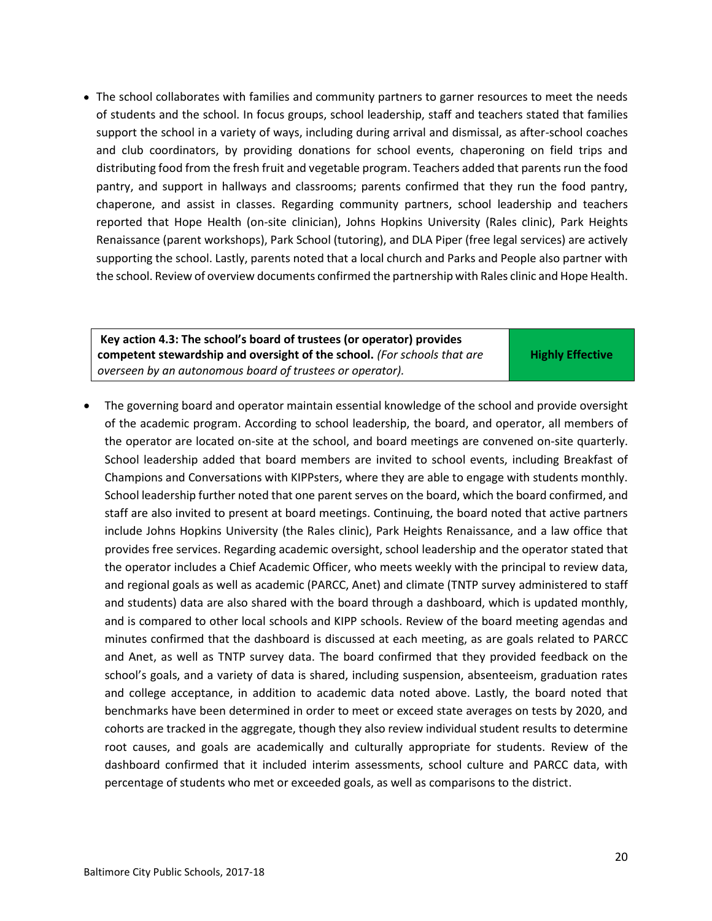- The school collaborates with families and community partners to garner resources to meet the needs of students and the school. In focus groups, school leadership, staff and teachers stated that families support the school in a variety of ways, including during arrival and dismissal, as after-school coaches and club coordinators, by providing donations for school events, chaperoning on field trips and distributing food from the fresh fruit and vegetable program. Teachers added that parents run the food pantry, and support in hallways and classrooms; parents confirmed that they run the food pantry, chaperone, and assist in classes. Regarding community partners, school leadership and teachers reported that Hope Health (on-site clinician), Johns Hopkins University (Rales clinic), Park Heights Renaissance (parent workshops), Park School (tutoring), and DLA Piper (free legal services) are actively supporting the school. Lastly, parents noted that a local church and Parks and People also partner with the school. Review of overview documents confirmed the partnership with Rales clinic and Hope Health.

| **Key action 4.3: The school's board of trustees (or operator) provides competent stewardship and oversight of the school.** *(For schools that are overseen by an autonomous board of trustees or operator).* | **Highly Effective** |
|---|---|

- The governing board and operator maintain essential knowledge of the school and provide oversight of the academic program. According to school leadership, the board, and operator, all members of the operator are located on-site at the school, and board meetings are convened on-site quarterly. School leadership added that board members are invited to school events, including Breakfast of Champions and Conversations with KIPPsters, where they are able to engage with students monthly. School leadership further noted that one parent serves on the board, which the board confirmed, and staff are also invited to present at board meetings. Continuing, the board noted that active partners include Johns Hopkins University (the Rales clinic), Park Heights Renaissance, and a law office that provides free services. Regarding academic oversight, school leadership and the operator stated that the operator includes a Chief Academic Officer, who meets weekly with the principal to review data, and regional goals as well as academic (PARCC, Anet) and climate (TNTP survey administered to staff and students) data are also shared with the board through a dashboard, which is updated monthly, and is compared to other local schools and KIPP schools. Review of the board meeting agendas and minutes confirmed that the dashboard is discussed at each meeting, as are goals related to PARCC and Anet, as well as TNTP survey data. The board confirmed that they provided feedback on the school's goals, and a variety of data is shared, including suspension, absenteeism, graduation rates and college acceptance, in addition to academic data noted above. Lastly, the board noted that benchmarks have been determined in order to meet or exceed state averages on tests by 2020, and cohorts are tracked in the aggregate, though they also review individual student results to determine root causes, and goals are academically and culturally appropriate for students. Review of the dashboard confirmed that it included interim assessments, school culture and PARCC data, with percentage of students who met or exceeded goals, as well as comparisons to the district.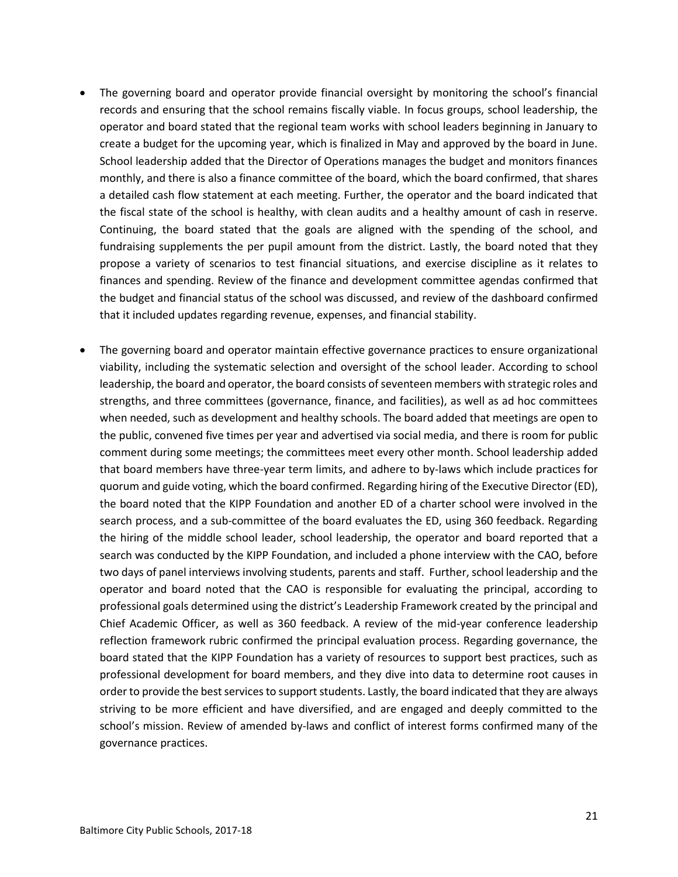- The governing board and operator provide financial oversight by monitoring the school's financial records and ensuring that the school remains fiscally viable. In focus groups, school leadership, the operator and board stated that the regional team works with school leaders beginning in January to create a budget for the upcoming year, which is finalized in May and approved by the board in June. School leadership added that the Director of Operations manages the budget and monitors finances monthly, and there is also a finance committee of the board, which the board confirmed, that shares a detailed cash flow statement at each meeting. Further, the operator and the board indicated that the fiscal state of the school is healthy, with clean audits and a healthy amount of cash in reserve. Continuing, the board stated that the goals are aligned with the spending of the school, and fundraising supplements the per pupil amount from the district. Lastly, the board noted that they propose a variety of scenarios to test financial situations, and exercise discipline as it relates to finances and spending. Review of the finance and development committee agendas confirmed that the budget and financial status of the school was discussed, and review of the dashboard confirmed that it included updates regarding revenue, expenses, and financial stability.

- The governing board and operator maintain effective governance practices to ensure organizational viability, including the systematic selection and oversight of the school leader. According to school leadership, the board and operator, the board consists of seventeen members with strategic roles and strengths, and three committees (governance, finance, and facilities), as well as ad hoc committees when needed, such as development and healthy schools. The board added that meetings are open to the public, convened five times per year and advertised via social media, and there is room for public comment during some meetings; the committees meet every other month. School leadership added that board members have three-year term limits, and adhere to by-laws which include practices for quorum and guide voting, which the board confirmed. Regarding hiring of the Executive Director (ED), the board noted that the KIPP Foundation and another ED of a charter school were involved in the search process, and a sub-committee of the board evaluates the ED, using 360 feedback. Regarding the hiring of the middle school leader, school leadership, the operator and board reported that a search was conducted by the KIPP Foundation, and included a phone interview with the CAO, before two days of panel interviews involving students, parents and staff. Further, school leadership and the operator and board noted that the CAO is responsible for evaluating the principal, according to professional goals determined using the district's Leadership Framework created by the principal and Chief Academic Officer, as well as 360 feedback. A review of the mid-year conference leadership reflection framework rubric confirmed the principal evaluation process. Regarding governance, the board stated that the KIPP Foundation has a variety of resources to support best practices, such as professional development for board members, and they dive into data to determine root causes in order to provide the best services to support students. Lastly, the board indicated that they are always striving to be more efficient and have diversified, and are engaged and deeply committed to the school's mission. Review of amended by-laws and conflict of interest forms confirmed many of the governance practices.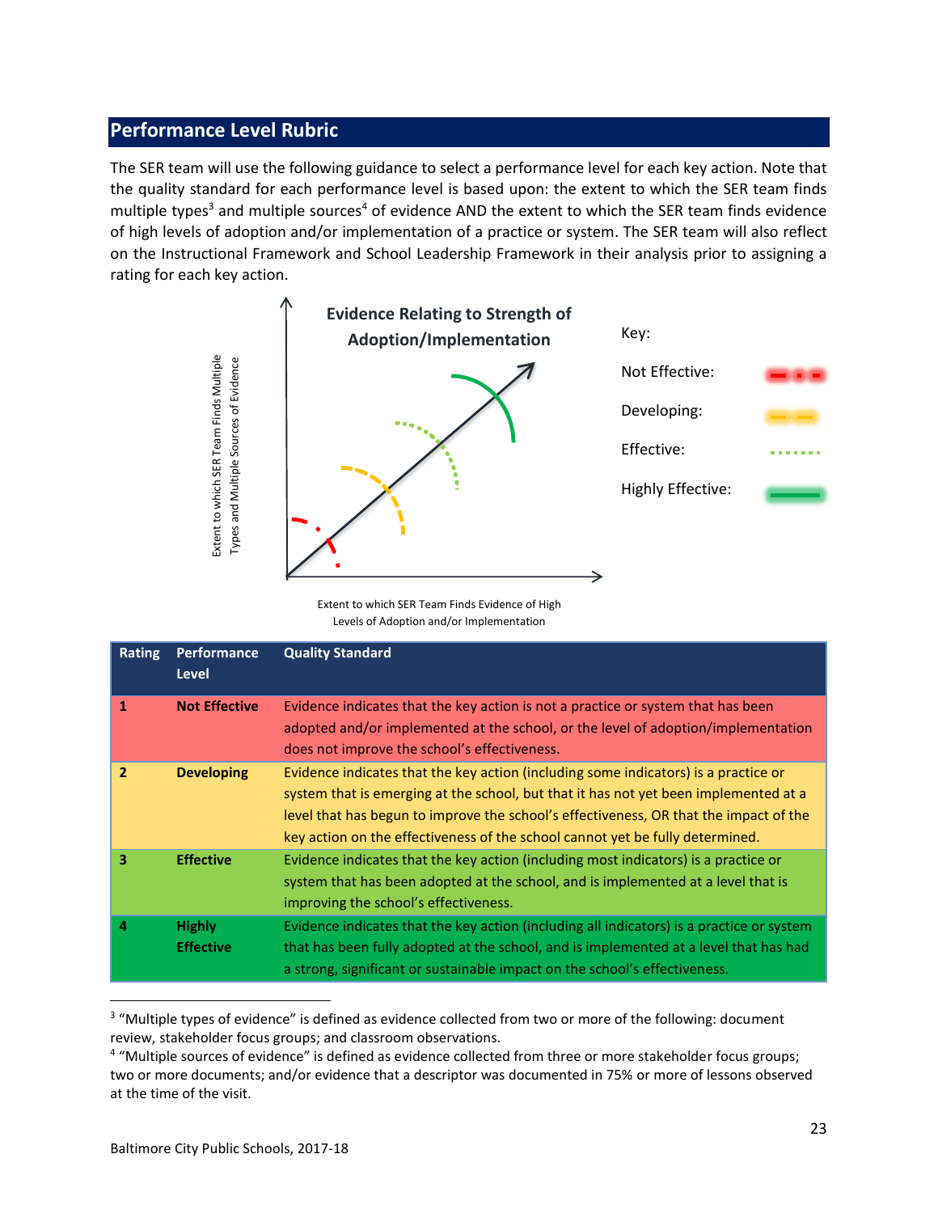## Performance Level Rubric

The SER team will use the following guidance to select a performance level for each key action. Note that the quality standard for each performance level is based upon: the extent to which the SER team finds multiple types[3] and multiple sources[4] of evidence AND the extent to which the SER team finds evidence of high levels of adoption and/or implementation of a practice or system. The SER team will also reflect on the Instructional Framework and School Leadership Framework in their analysis prior to assigning a rating for each key action.

**Evidence Relating to Strength of Adoption/Implementation**

Key:
- Not Effective
- Developing
- Effective
- Highly Effective

Y-axis: Extent to which SER Team Finds Multiple Types and Multiple Sources of Evidence

X-axis: Extent to which SER Team Finds Evidence of High Levels of Adoption and/or Implementation

| Rating | Performance Level | Quality Standard |
|---|---|---|
| **1** | **Not Effective** | Evidence indicates that the key action is not a practice or system that has been adopted and/or implemented at the school, or the level of adoption/implementation does not improve the school's effectiveness. |
| **2** | **Developing** | Evidence indicates that the key action (including some indicators) is a practice or system that is emerging at the school, but that it has not yet been implemented at a level that has begun to improve the school's effectiveness, OR that the impact of the key action on the effectiveness of the school cannot yet be fully determined. |
| **3** | **Effective** | Evidence indicates that the key action (including most indicators) is a practice or system that has been adopted at the school, and is implemented at a level that is improving the school's effectiveness. |
| **4** | **Highly Effective** | Evidence indicates that the key action (including all indicators) is a practice or system that has been fully adopted at the school, and is implemented at a level that has had a strong, significant or sustainable impact on the school's effectiveness. |

[3] "Multiple types of evidence" is defined as evidence collected from two or more of the following: document review, stakeholder focus groups; and classroom observations.

[4] "Multiple sources of evidence" is defined as evidence collected from three or more stakeholder focus groups; two or more documents; and/or evidence that a descriptor was documented in 75% or more of lessons observed at the time of the visit.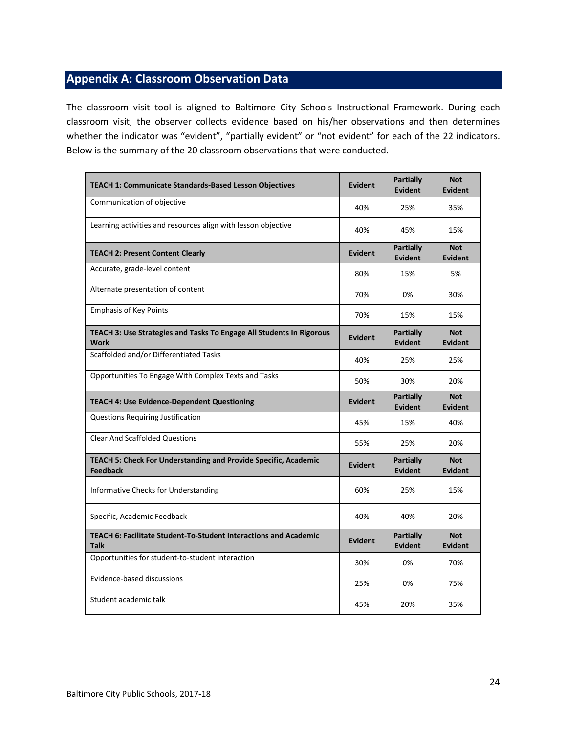## Appendix A: Classroom Observation Data

The classroom visit tool is aligned to Baltimore City Schools Instructional Framework. During each classroom visit, the observer collects evidence based on his/her observations and then determines whether the indicator was "evident", "partially evident" or "not evident" for each of the 22 indicators. Below is the summary of the 20 classroom observations that were conducted.

| TEACH 1: Communicate Standards-Based Lesson Objectives | Evident | Partially Evident | Not Evident |
|---|---|---|---|
| Communication of objective | 40% | 25% | 35% |
| Learning activities and resources align with lesson objective | 40% | 45% | 15% |
| **TEACH 2: Present Content Clearly** | **Evident** | **Partially Evident** | **Not Evident** |
| Accurate, grade-level content | 80% | 15% | 5% |
| Alternate presentation of content | 70% | 0% | 30% |
| Emphasis of Key Points | 70% | 15% | 15% |
| **TEACH 3: Use Strategies and Tasks To Engage All Students In Rigorous Work** | **Evident** | **Partially Evident** | **Not Evident** |
| Scaffolded and/or Differentiated Tasks | 40% | 25% | 25% |
| Opportunities To Engage With Complex Texts and Tasks | 50% | 30% | 20% |
| **TEACH 4: Use Evidence-Dependent Questioning** | **Evident** | **Partially Evident** | **Not Evident** |
| Questions Requiring Justification | 45% | 15% | 40% |
| Clear And Scaffolded Questions | 55% | 25% | 20% |
| **TEACH 5: Check For Understanding and Provide Specific, Academic Feedback** | **Evident** | **Partially Evident** | **Not Evident** |
| Informative Checks for Understanding | 60% | 25% | 15% |
| Specific, Academic Feedback | 40% | 40% | 20% |
| **TEACH 6: Facilitate Student-To-Student Interactions and Academic Talk** | **Evident** | **Partially Evident** | **Not Evident** |
| Opportunities for student-to-student interaction | 30% | 0% | 70% |
| Evidence-based discussions | 25% | 0% | 75% |
| Student academic talk | 45% | 20% | 35% |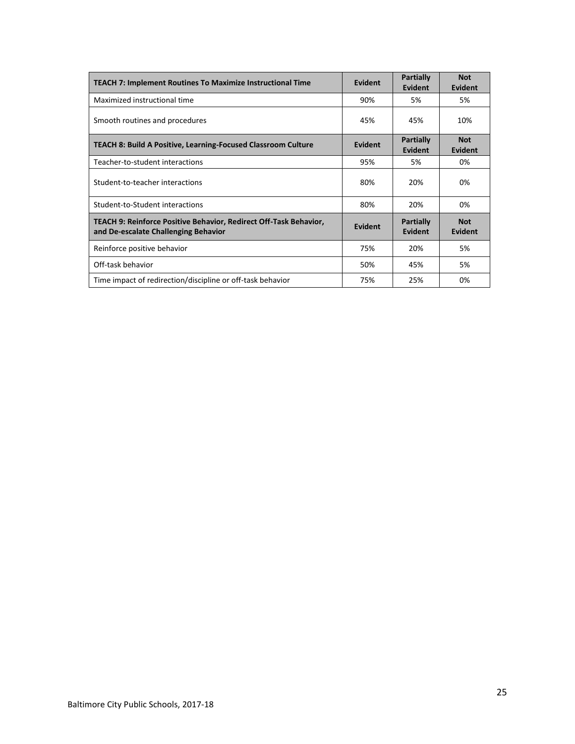| **TEACH 7: Implement Routines To Maximize Instructional Time** | **Evident** | **Partially Evident** | **Not Evident** |
| --- | --- | --- | --- |
| Maximized instructional time | 90% | 5% | 5% |
| Smooth routines and procedures | 45% | 45% | 10% |
| **TEACH 8: Build A Positive, Learning-Focused Classroom Culture** | **Evident** | **Partially Evident** | **Not Evident** |
| Teacher-to-student interactions | 95% | 5% | 0% |
| Student-to-teacher interactions | 80% | 20% | 0% |
| Student-to-Student interactions | 80% | 20% | 0% |
| **TEACH 9: Reinforce Positive Behavior, Redirect Off-Task Behavior, and De-escalate Challenging Behavior** | **Evident** | **Partially Evident** | **Not Evident** |
| Reinforce positive behavior | 75% | 20% | 5% |
| Off-task behavior | 50% | 45% | 5% |
| Time impact of redirection/discipline or off-task behavior | 75% | 25% | 0% |

Baltimore City Public Schools, 2017-18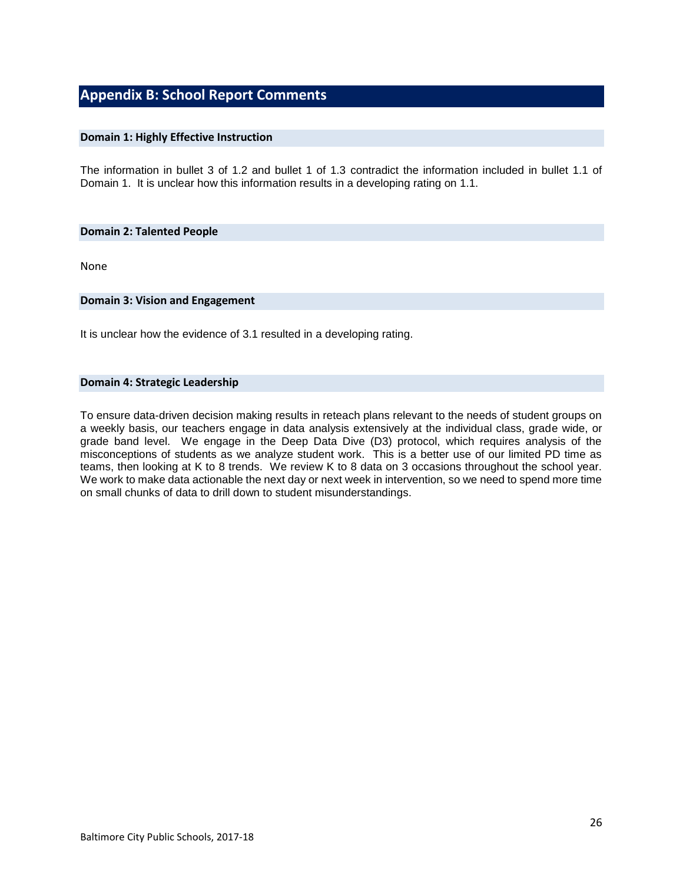## Appendix B: School Report Comments

### Domain 1: Highly Effective Instruction

The information in bullet 3 of 1.2 and bullet 1 of 1.3 contradict the information included in bullet 1.1 of Domain 1. It is unclear how this information results in a developing rating on 1.1.

### Domain 2: Talented People

None

### Domain 3: Vision and Engagement

It is unclear how the evidence of 3.1 resulted in a developing rating.

### Domain 4: Strategic Leadership

To ensure data-driven decision making results in reteach plans relevant to the needs of student groups on a weekly basis, our teachers engage in data analysis extensively at the individual class, grade wide, or grade band level. We engage in the Deep Data Dive (D3) protocol, which requires analysis of the misconceptions of students as we analyze student work. This is a better use of our limited PD time as teams, then looking at K to 8 trends. We review K to 8 data on 3 occasions throughout the school year. We work to make data actionable the next day or next week in intervention, so we need to spend more time on small chunks of data to drill down to student misunderstandings.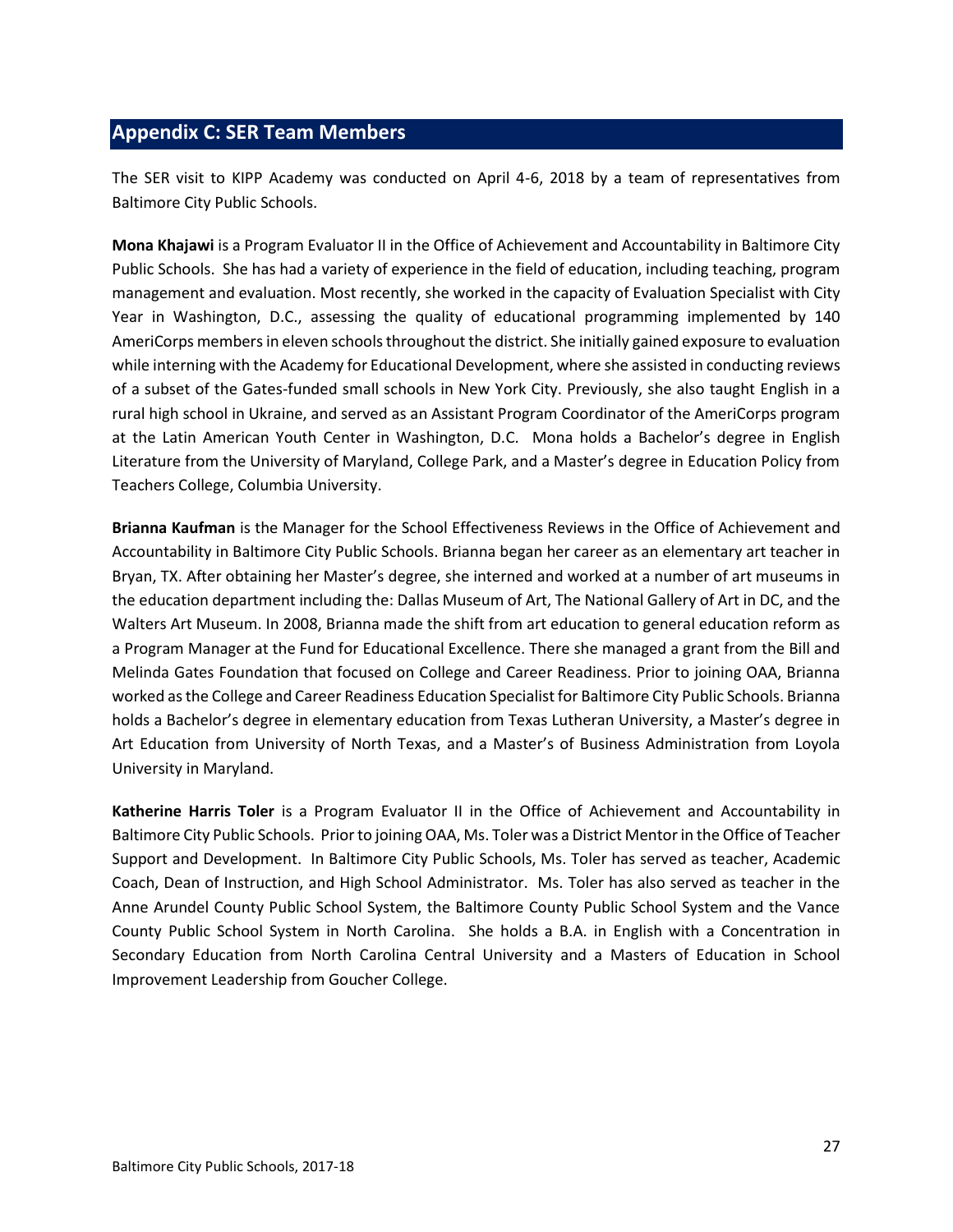## Appendix C: SER Team Members

The SER visit to KIPP Academy was conducted on April 4-6, 2018 by a team of representatives from Baltimore City Public Schools.

**Mona Khajawi** is a Program Evaluator II in the Office of Achievement and Accountability in Baltimore City Public Schools. She has had a variety of experience in the field of education, including teaching, program management and evaluation. Most recently, she worked in the capacity of Evaluation Specialist with City Year in Washington, D.C., assessing the quality of educational programming implemented by 140 AmeriCorps members in eleven schools throughout the district. She initially gained exposure to evaluation while interning with the Academy for Educational Development, where she assisted in conducting reviews of a subset of the Gates-funded small schools in New York City. Previously, she also taught English in a rural high school in Ukraine, and served as an Assistant Program Coordinator of the AmeriCorps program at the Latin American Youth Center in Washington, D.C. Mona holds a Bachelor's degree in English Literature from the University of Maryland, College Park, and a Master's degree in Education Policy from Teachers College, Columbia University.

**Brianna Kaufman** is the Manager for the School Effectiveness Reviews in the Office of Achievement and Accountability in Baltimore City Public Schools. Brianna began her career as an elementary art teacher in Bryan, TX. After obtaining her Master's degree, she interned and worked at a number of art museums in the education department including the: Dallas Museum of Art, The National Gallery of Art in DC, and the Walters Art Museum. In 2008, Brianna made the shift from art education to general education reform as a Program Manager at the Fund for Educational Excellence. There she managed a grant from the Bill and Melinda Gates Foundation that focused on College and Career Readiness. Prior to joining OAA, Brianna worked as the College and Career Readiness Education Specialist for Baltimore City Public Schools. Brianna holds a Bachelor's degree in elementary education from Texas Lutheran University, a Master's degree in Art Education from University of North Texas, and a Master's of Business Administration from Loyola University in Maryland.

**Katherine Harris Toler** is a Program Evaluator II in the Office of Achievement and Accountability in Baltimore City Public Schools. Prior to joining OAA, Ms. Toler was a District Mentor in the Office of Teacher Support and Development. In Baltimore City Public Schools, Ms. Toler has served as teacher, Academic Coach, Dean of Instruction, and High School Administrator. Ms. Toler has also served as teacher in the Anne Arundel County Public School System, the Baltimore County Public School System and the Vance County Public School System in North Carolina. She holds a B.A. in English with a Concentration in Secondary Education from North Carolina Central University and a Masters of Education in School Improvement Leadership from Goucher College.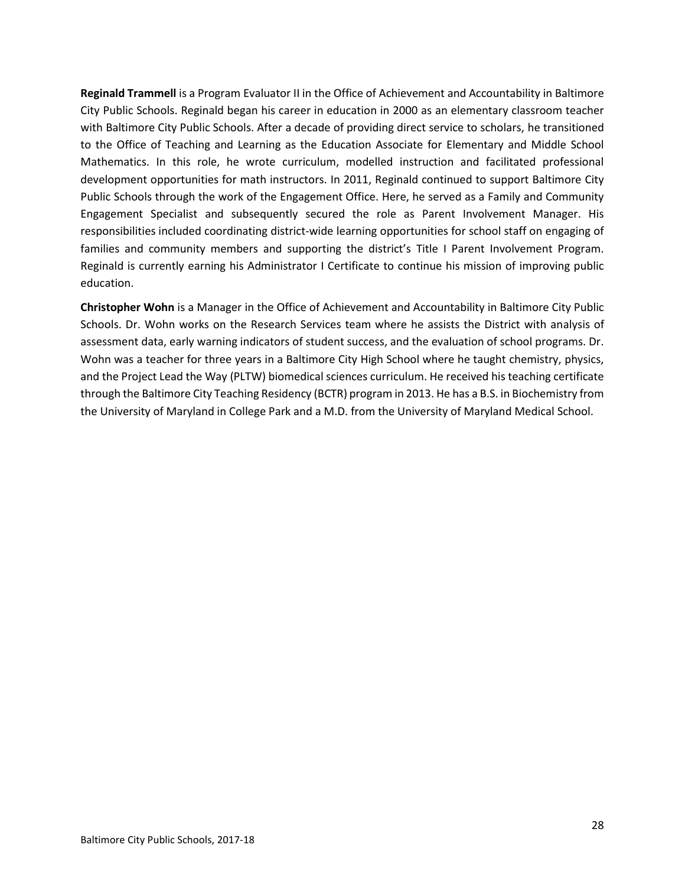**Reginald Trammell** is a Program Evaluator II in the Office of Achievement and Accountability in Baltimore City Public Schools. Reginald began his career in education in 2000 as an elementary classroom teacher with Baltimore City Public Schools. After a decade of providing direct service to scholars, he transitioned to the Office of Teaching and Learning as the Education Associate for Elementary and Middle School Mathematics. In this role, he wrote curriculum, modelled instruction and facilitated professional development opportunities for math instructors. In 2011, Reginald continued to support Baltimore City Public Schools through the work of the Engagement Office. Here, he served as a Family and Community Engagement Specialist and subsequently secured the role as Parent Involvement Manager. His responsibilities included coordinating district-wide learning opportunities for school staff on engaging of families and community members and supporting the district's Title I Parent Involvement Program. Reginald is currently earning his Administrator I Certificate to continue his mission of improving public education.

**Christopher Wohn** is a Manager in the Office of Achievement and Accountability in Baltimore City Public Schools. Dr. Wohn works on the Research Services team where he assists the District with analysis of assessment data, early warning indicators of student success, and the evaluation of school programs. Dr. Wohn was a teacher for three years in a Baltimore City High School where he taught chemistry, physics, and the Project Lead the Way (PLTW) biomedical sciences curriculum. He received his teaching certificate through the Baltimore City Teaching Residency (BCTR) program in 2013. He has a B.S. in Biochemistry from the University of Maryland in College Park and a M.D. from the University of Maryland Medical School.